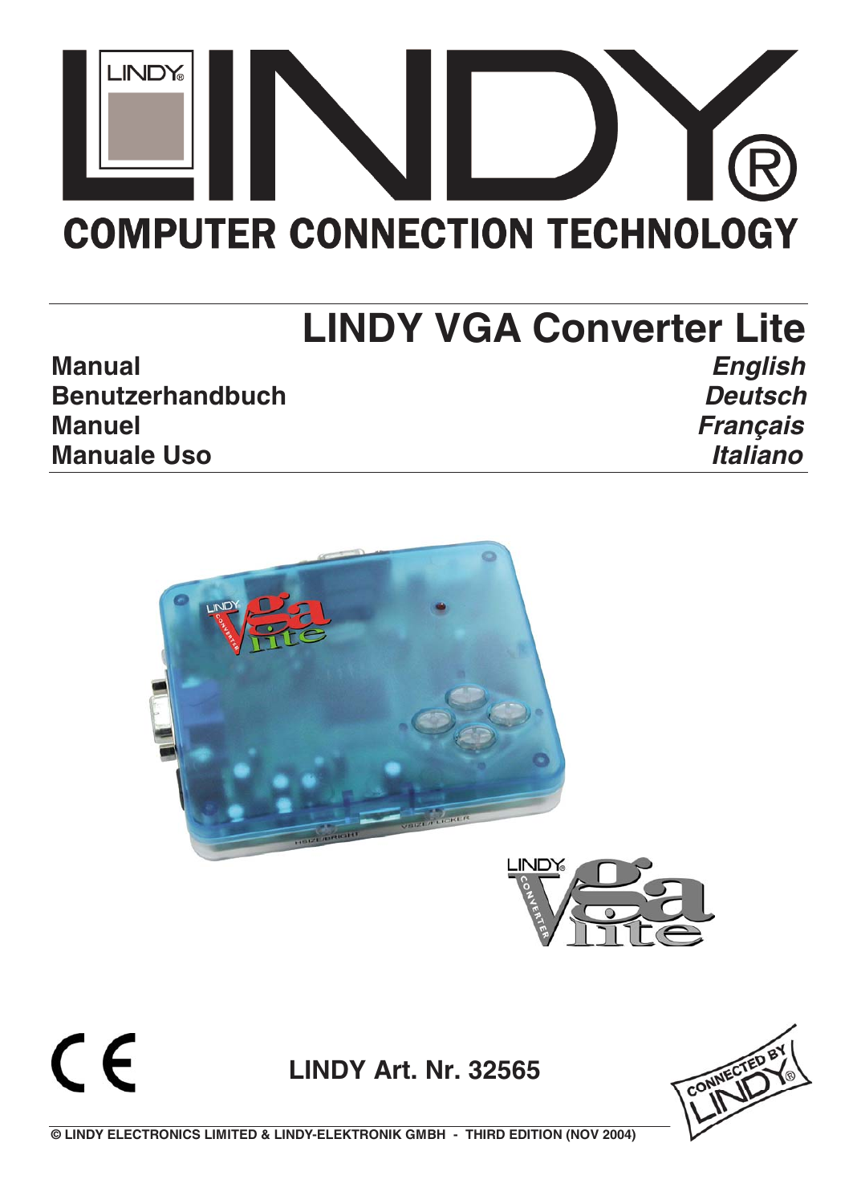# LINDY

## COMPUTER CONNECTION TECHNOLOGY

# LINDY VGA Converter Lite

| | |
|---|---|
| **Manual** | ***English*** |
| **Benutzerhandbuch** | ***Deutsch*** |
| **Manuel** | ***Français*** |
| **Manuale Uso** | ***Italiano*** |

**LINDY Art. Nr. 32565**

**© LINDY ELECTRONICS LIMITED & LINDY-ELEKTRONIK GMBH - THIRD EDITION (NOV 2004)**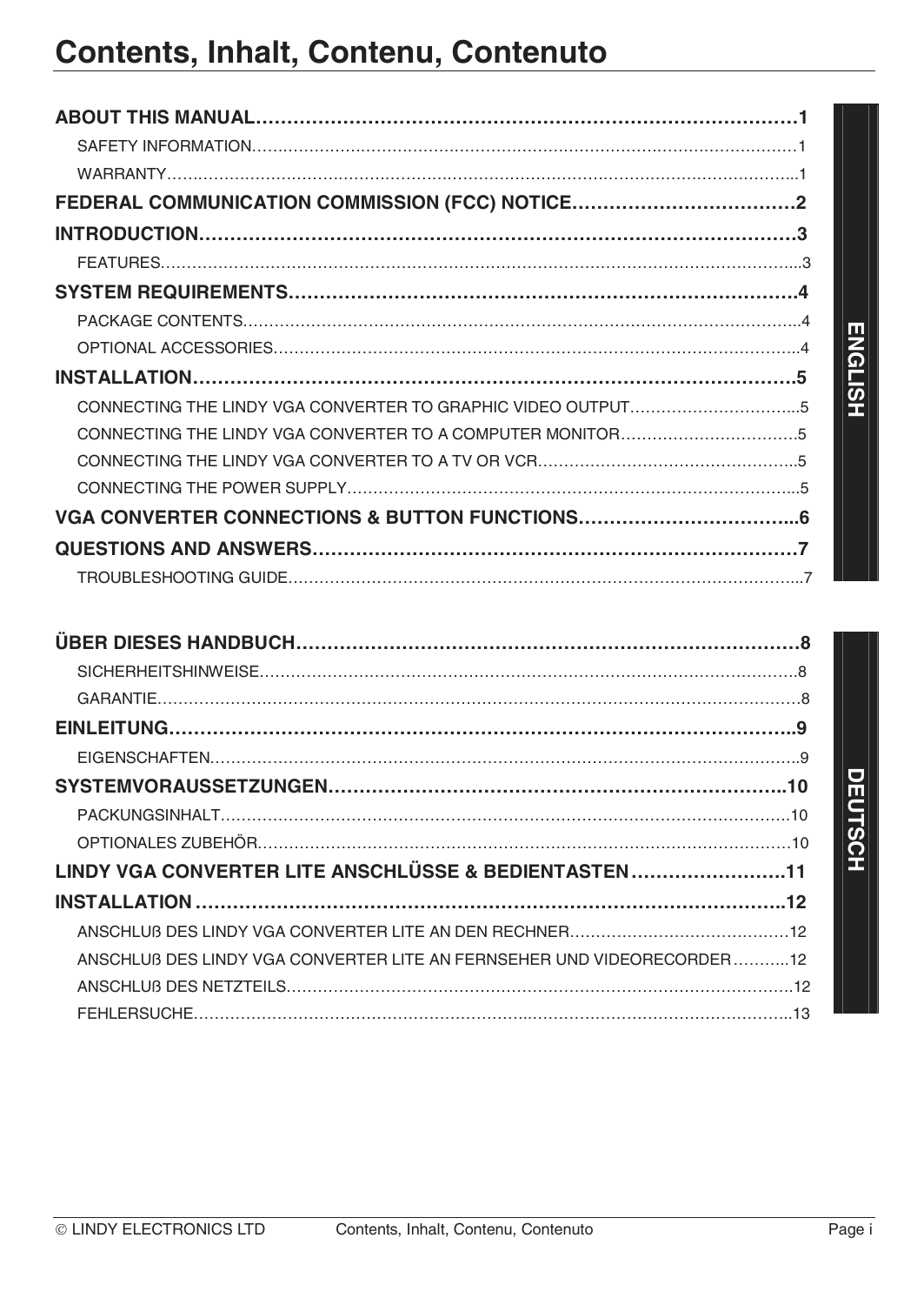# Contents, Inhalt, Contenu, Contenuto

**ENGLISH**

**ABOUT THIS MANUAL……………………………………………………………………………1**

SAFETY INFORMATION……………………………………………………………………………1

WARRANTY……………………………………………………………………………………………1

**FEDERAL COMMUNICATION COMMISSION (FCC) NOTICE………………………………2**

**INTRODUCTION…………………………………………………………………………………3**

FEATURES…………………………………………………………………………………………....3

**SYSTEM REQUIREMENTS……………………………………………………………………4**

PACKAGE CONTENTS…………………………………………………………………………….4

OPTIONAL ACCESSORIES………………………………………………………………………4

**INSTALLATION…………………………………………………………………………………5**

CONNECTING THE LINDY VGA CONVERTER TO GRAPHIC VIDEO OUTPUT…………………………...5

CONNECTING THE LINDY VGA CONVERTER TO A COMPUTER MONITOR…………………………….5

CONNECTING THE LINDY VGA CONVERTER TO A TV OR VCR…………………………………………..5

CONNECTING THE POWER SUPPLY……………………………………………………………...5

**VGA CONVERTER CONNECTIONS & BUTTON FUNCTIONS……………………………...6**

**QUESTIONS AND ANSWERS………………………………………………………………7**

TROUBLESHOOTING GUIDE………………………………………………………………………...7

**DEUTSCH**

**ÜBER DIESES HANDBUCH…………………………………………………………………8**

SICHERHEITSHINWEISE……………………………………………………………………………8

GARANTIE……………………………………………………………………………………………8

**EINLEITUNG……………………………………………………………………………………..9**

EIGENSCHAFTEN……………………………………………………………………………………9

**SYSTEMVORAUSSETZUNGEN……………………………………………………………..10**

PACKUNGSINHALT………………………………………………………………………………10

OPTIONALES ZUBEHÖR…………………………………………………………………………10

**LINDY VGA CONVERTER LITE ANSCHLÜSSE & BEDIENTASTEN…………………….11**

**INSTALLATION ………………………………………………………………………………..12**

ANSCHLUß DES LINDY VGA CONVERTER LITE AN DEN RECHNER…………………………………12

ANSCHLUß DES LINDY VGA CONVERTER LITE AN FERNSEHER UND VIDEORECORDER………..12

ANSCHLUß DES NETZTEILS……………………………………………………………………….12

FEHLERSUCHE……………………………………………………………………………………..13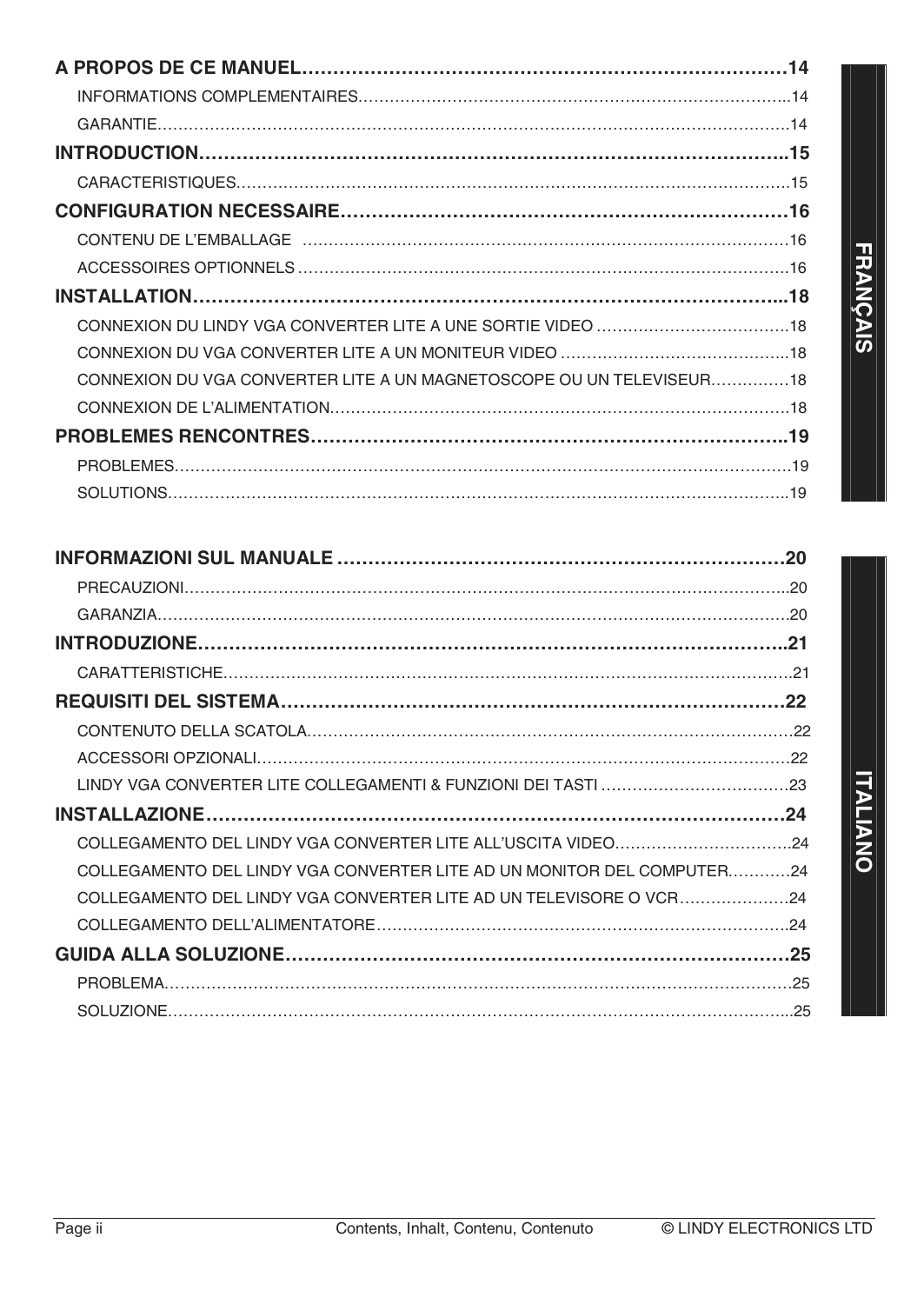**FRANÇAIS**

**A PROPOS DE CE MANUEL………………………………………………………………………14**

INFORMATIONS COMPLEMENTAIRES…………………………………………………………………………..14

GARANTIE………………………………………………………………………………………………………………14

**INTRODUCTION………………………………………………………………………………..15**

CARACTERISTIQUES…………………………………………………………………………………………….15

**CONFIGURATION NECESSAIRE………………………………………………………………16**

CONTENU DE L'EMBALLAGE ……………………………………………………………………………………16

ACCESSOIRES OPTIONNELS …………………………………………………………………………………….16

**INSTALLATION…………………………………………………………………………………...18**

CONNEXION DU LINDY VGA CONVERTER LITE A UNE SORTIE VIDEO ………………………………..18

CONNEXION DU VGA CONVERTER LITE A UN MONITEUR VIDEO ……………………………………...18

CONNEXION DU VGA CONVERTER LITE A UN MAGNETOSCOPE OU UN TELEVISEUR……………18

CONNEXION DE L'ALIMENTATION…………………………………………………………………………….18

**PROBLEMES RENCONTRES…………………………………………………………………...19**

PROBLEMES…………………………………………………………………………………………………………19

SOLUTIONS…………………………………………………………………………………………………………..19

**ITALIANO**

**INFORMAZIONI SUL MANUALE ………………………………………………………………20**

PRECAUZIONI………………………………………………………………………………………………………..20

GARANZIA……………………………………………………………………………………………………………20

**INTRODUZIONE…………………………………………………………………………………..21**

CARATTERISTICHE……………………………………………………………………………………………….21

**REQUISITI DEL SISTEMA………………………………………………………………………22**

CONTENUTO DELLA SCATOLA………………………………………………………………………………….22

ACCESSORI OPZIONALI…………………………………………………………………………………………22

LINDY VGA CONVERTER LITE COLLEGAMENTI & FUNZIONI DEI TASTI ………………………………23

**INSTALLAZIONE…………………………………………………………………………………24**

COLLEGAMENTO DEL LINDY VGA CONVERTER LITE ALL'USCITA VIDEO……………………………..24

COLLEGAMENTO DEL LINDY VGA CONVERTER LITE AD UN MONITOR DEL COMPUTER…………24

COLLEGAMENTO DEL LINDY VGA CONVERTER LITE AD UN TELEVISORE O VCR…………………24

COLLEGAMENTO DELL'ALIMENTATORE……………………………………………………………………..24

**GUIDA ALLA SOLUZIONE………………………………………………………………………25**

PROBLEMA…………………………………………………………………………………………………………25

SOLUZIONE…………………………………………………………………………………………………………...25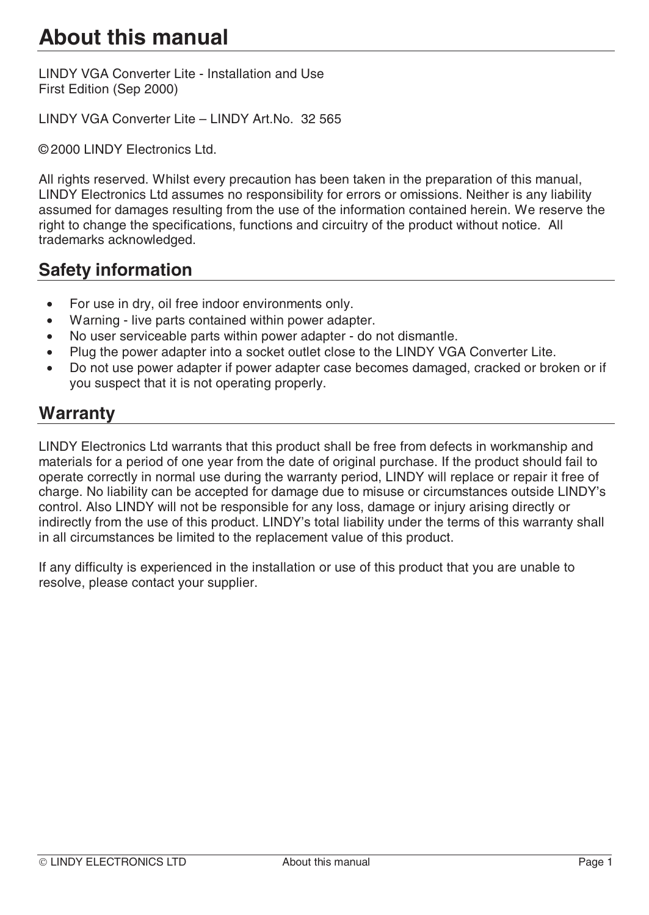# About this manual

LINDY VGA Converter Lite - Installation and Use
First Edition (Sep 2000)

LINDY VGA Converter Lite – LINDY Art.No. 32 565

© 2000 LINDY Electronics Ltd.

All rights reserved. Whilst every precaution has been taken in the preparation of this manual, LINDY Electronics Ltd assumes no responsibility for errors or omissions. Neither is any liability assumed for damages resulting from the use of the information contained herein. We reserve the right to change the specifications, functions and circuitry of the product without notice. All trademarks acknowledged.

## Safety information

- For use in dry, oil free indoor environments only.
- Warning - live parts contained within power adapter.
- No user serviceable parts within power adapter - do not dismantle.
- Plug the power adapter into a socket outlet close to the LINDY VGA Converter Lite.
- Do not use power adapter if power adapter case becomes damaged, cracked or broken or if you suspect that it is not operating properly.

## Warranty

LINDY Electronics Ltd warrants that this product shall be free from defects in workmanship and materials for a period of one year from the date of original purchase. If the product should fail to operate correctly in normal use during the warranty period, LINDY will replace or repair it free of charge. No liability can be accepted for damage due to misuse or circumstances outside LINDY's control. Also LINDY will not be responsible for any loss, damage or injury arising directly or indirectly from the use of this product. LINDY's total liability under the terms of this warranty shall in all circumstances be limited to the replacement value of this product.

If any difficulty is experienced in the installation or use of this product that you are unable to resolve, please contact your supplier.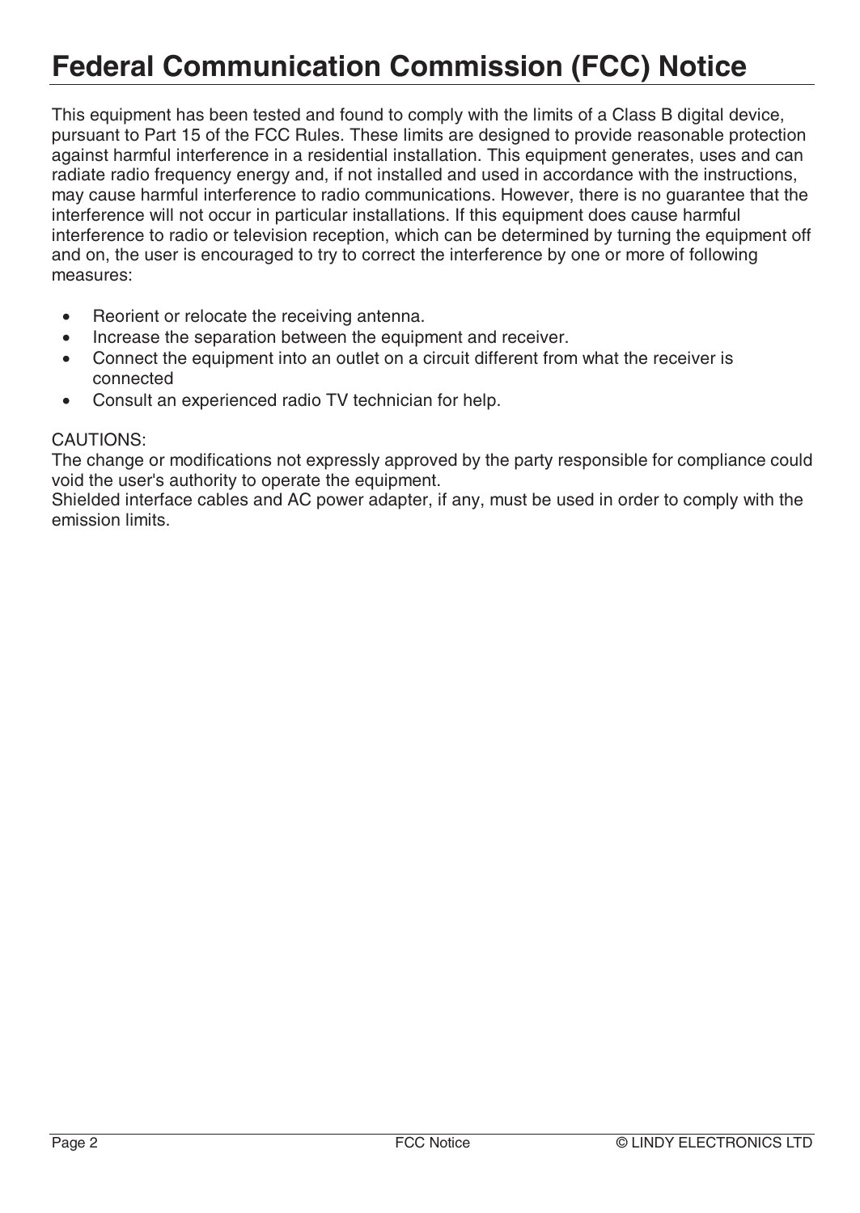# Federal Communication Commission (FCC) Notice

This equipment has been tested and found to comply with the limits of a Class B digital device, pursuant to Part 15 of the FCC Rules. These limits are designed to provide reasonable protection against harmful interference in a residential installation. This equipment generates, uses and can radiate radio frequency energy and, if not installed and used in accordance with the instructions, may cause harmful interference to radio communications. However, there is no guarantee that the interference will not occur in particular installations. If this equipment does cause harmful interference to radio or television reception, which can be determined by turning the equipment off and on, the user is encouraged to try to correct the interference by one or more of following measures:

- Reorient or relocate the receiving antenna.
- Increase the separation between the equipment and receiver.
- Connect the equipment into an outlet on a circuit different from what the receiver is connected
- Consult an experienced radio TV technician for help.

CAUTIONS:
The change or modifications not expressly approved by the party responsible for compliance could void the user's authority to operate the equipment.
Shielded interface cables and AC power adapter, if any, must be used in order to comply with the emission limits.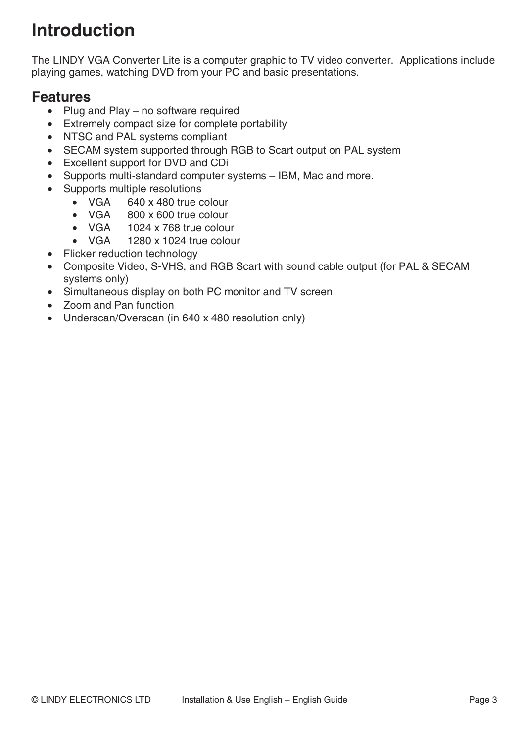# Introduction

The LINDY VGA Converter Lite is a computer graphic to TV video converter. Applications include playing games, watching DVD from your PC and basic presentations.

## Features

- Plug and Play – no software required
- Extremely compact size for complete portability
- NTSC and PAL systems compliant
- SECAM system supported through RGB to Scart output on PAL system
- Excellent support for DVD and CDi
- Supports multi-standard computer systems – IBM, Mac and more.
- Supports multiple resolutions
  - VGA 640 x 480 true colour
  - VGA 800 x 600 true colour
  - VGA 1024 x 768 true colour
  - VGA 1280 x 1024 true colour
- Flicker reduction technology
- Composite Video, S-VHS, and RGB Scart with sound cable output (for PAL & SECAM systems only)
- Simultaneous display on both PC monitor and TV screen
- Zoom and Pan function
- Underscan/Overscan (in 640 x 480 resolution only)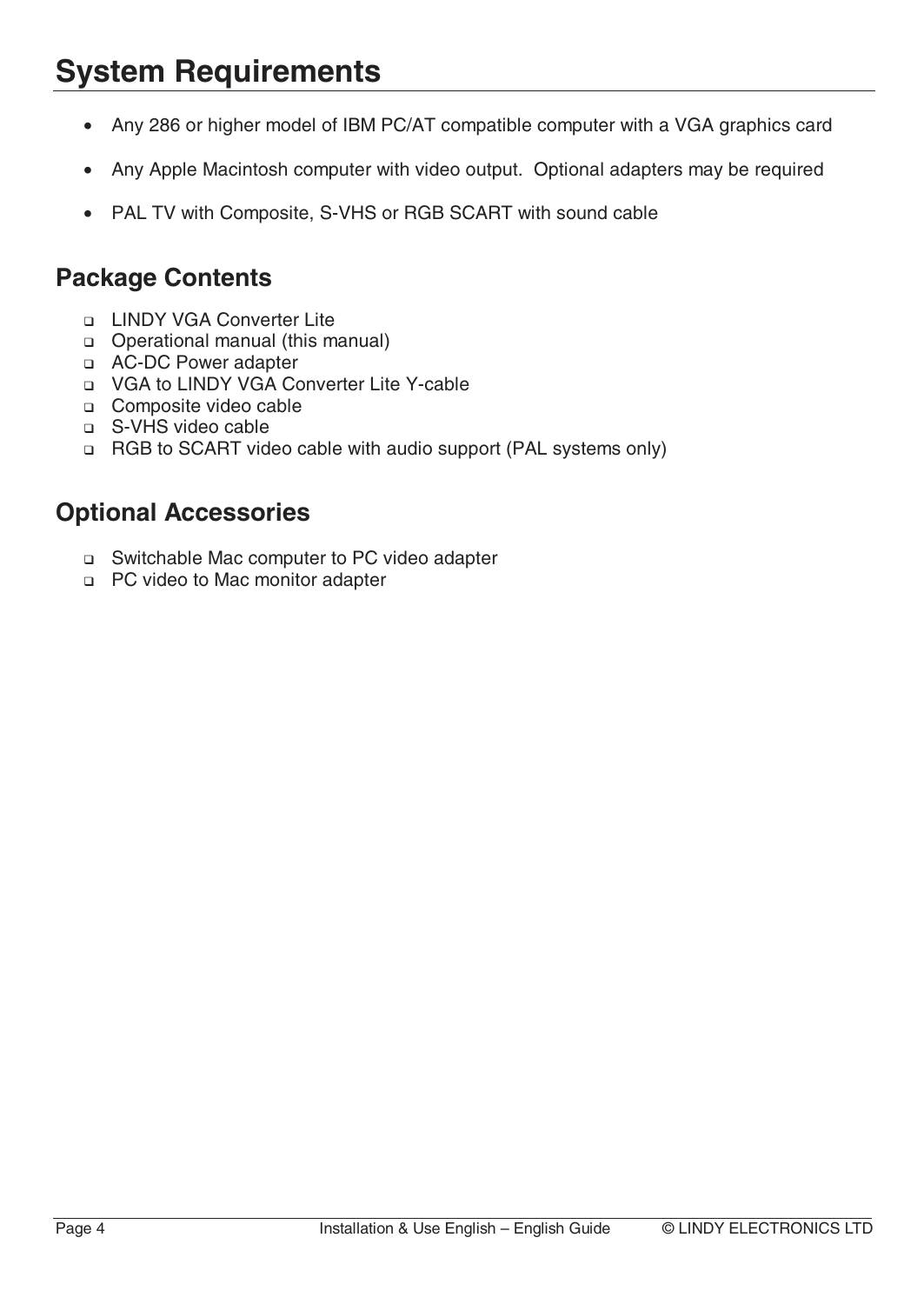# System Requirements

- Any 286 or higher model of IBM PC/AT compatible computer with a VGA graphics card
- Any Apple Macintosh computer with video output. Optional adapters may be required
- PAL TV with Composite, S-VHS or RGB SCART with sound cable

## Package Contents

- LINDY VGA Converter Lite
- Operational manual (this manual)
- AC-DC Power adapter
- VGA to LINDY VGA Converter Lite Y-cable
- Composite video cable
- S-VHS video cable
- RGB to SCART video cable with audio support (PAL systems only)

## Optional Accessories

- Switchable Mac computer to PC video adapter
- PC video to Mac monitor adapter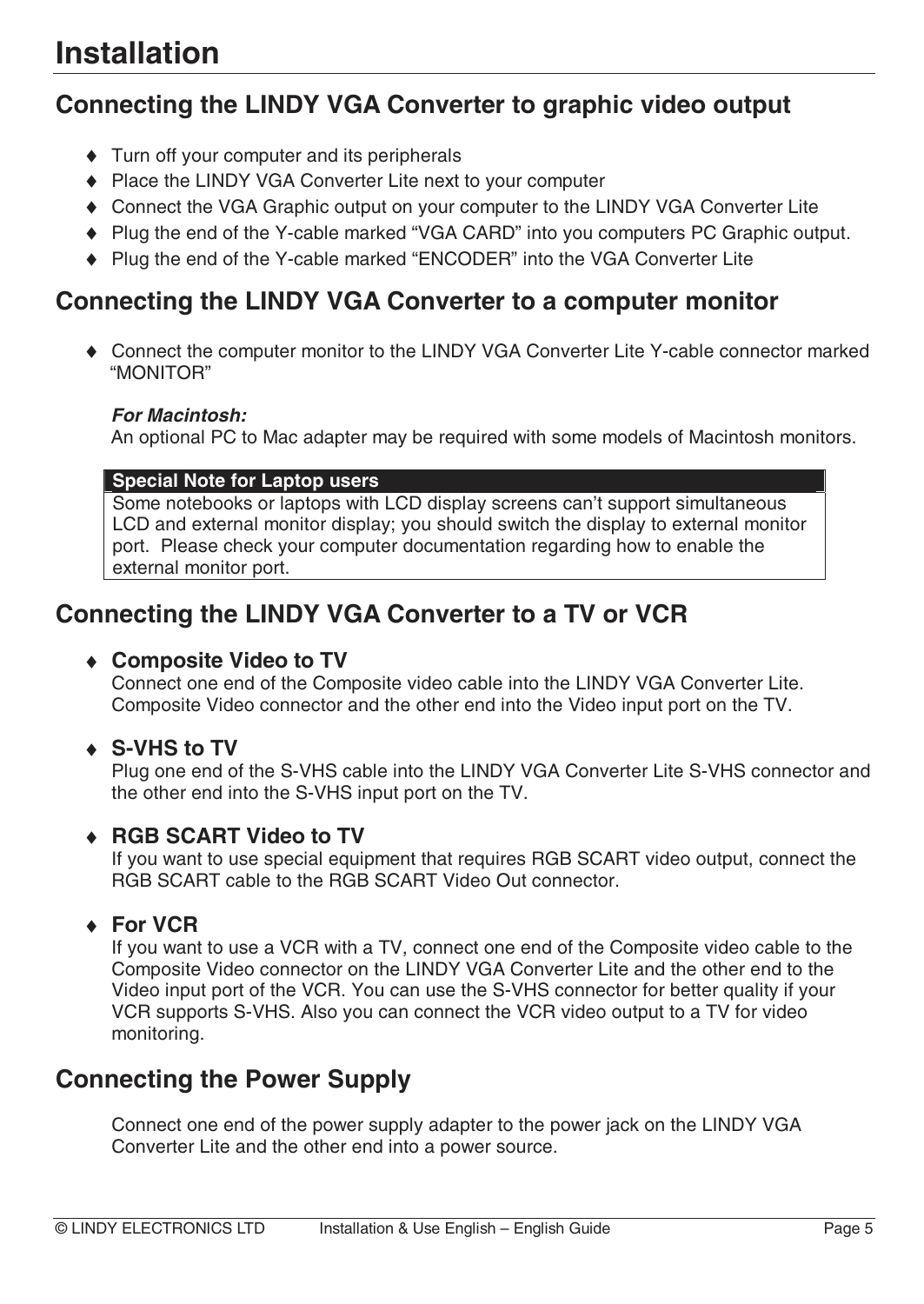# Installation

## Connecting the LINDY VGA Converter to graphic video output

- Turn off your computer and its peripherals
- Place the LINDY VGA Converter Lite next to your computer
- Connect the VGA Graphic output on your computer to the LINDY VGA Converter Lite
- Plug the end of the Y-cable marked “VGA CARD” into you computers PC Graphic output.
- Plug the end of the Y-cable marked “ENCODER” into the VGA Converter Lite

## Connecting the LINDY VGA Converter to a computer monitor

- Connect the computer monitor to the LINDY VGA Converter Lite Y-cable connector marked “MONITOR”

  ***For Macintosh:***
  An optional PC to Mac adapter may be required with some models of Macintosh monitors.

| **Special Note for Laptop users** |
| --- |
| Some notebooks or laptops with LCD display screens can’t support simultaneous LCD and external monitor display; you should switch the display to external monitor port. Please check your computer documentation regarding how to enable the external monitor port. |

## Connecting the LINDY VGA Converter to a TV or VCR

- **Composite Video to TV**
  Connect one end of the Composite video cable into the LINDY VGA Converter Lite. Composite Video connector and the other end into the Video input port on the TV.

- **S-VHS to TV**
  Plug one end of the S-VHS cable into the LINDY VGA Converter Lite S-VHS connector and the other end into the S-VHS input port on the TV.

- **RGB SCART Video to TV**
  If you want to use special equipment that requires RGB SCART video output, connect the RGB SCART cable to the RGB SCART Video Out connector.

- **For VCR**
  If you want to use a VCR with a TV, connect one end of the Composite video cable to the Composite Video connector on the LINDY VGA Converter Lite and the other end to the Video input port of the VCR. You can use the S-VHS connector for better quality if your VCR supports S-VHS. Also you can connect the VCR video output to a TV for video monitoring.

## Connecting the Power Supply

Connect one end of the power supply adapter to the power jack on the LINDY VGA Converter Lite and the other end into a power source.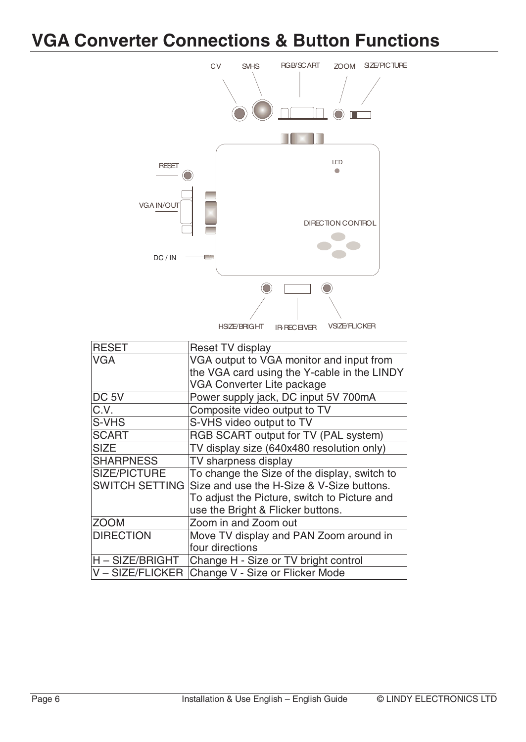# VGA Converter Connections & Button Functions

| RESET | Reset TV display |
| --- | --- |
| VGA | VGA output to VGA monitor and input from the VGA card using the Y-cable in the LINDY VGA Converter Lite package |
| DC 5V | Power supply jack, DC input 5V 700mA |
| C.V. | Composite video output to TV |
| S-VHS | S-VHS video output to TV |
| SCART | RGB SCART output for TV (PAL system) |
| SIZE | TV display size (640x480 resolution only) |
| SHARPNESS | TV sharpness display |
| SIZE/PICTURE SWITCH SETTING | To change the Size of the display, switch to Size and use the H-Size & V-Size buttons. To adjust the Picture, switch to Picture and use the Bright & Flicker buttons. |
| ZOOM | Zoom in and Zoom out |
| DIRECTION | Move TV display and PAN Zoom around in four directions |
| H – SIZE/BRIGHT | Change H - Size or TV bright control |
| V – SIZE/FLICKER | Change V - Size or Flicker Mode |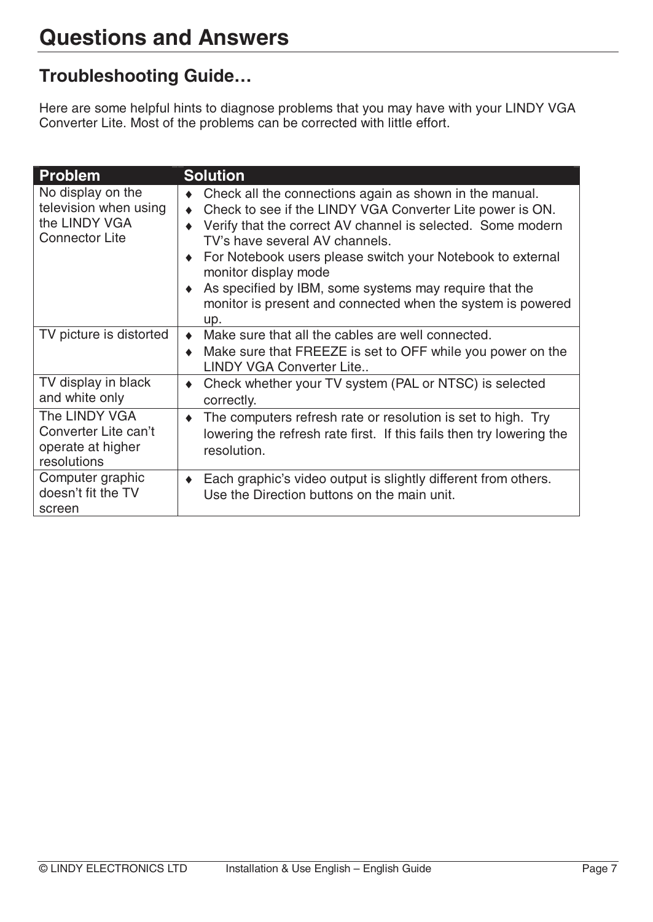# Questions and Answers

## Troubleshooting Guide…

Here are some helpful hints to diagnose problems that you may have with your LINDY VGA Converter Lite. Most of the problems can be corrected with little effort.

| Problem | Solution |
|---|---|
| No display on the television when using the LINDY VGA Connector Lite | ♦ Check all the connections again as shown in the manual.<br>♦ Check to see if the LINDY VGA Converter Lite power is ON.<br>♦ Verify that the correct AV channel is selected. Some modern TV's have several AV channels.<br>♦ For Notebook users please switch your Notebook to external monitor display mode<br>♦ As specified by IBM, some systems may require that the monitor is present and connected when the system is powered up. |
| TV picture is distorted | ♦ Make sure that all the cables are well connected.<br>♦ Make sure that FREEZE is set to OFF while you power on the LINDY VGA Converter Lite.. |
| TV display in black and white only | ♦ Check whether your TV system (PAL or NTSC) is selected correctly. |
| The LINDY VGA Converter Lite can't operate at higher resolutions | ♦ The computers refresh rate or resolution is set to high. Try lowering the refresh rate first. If this fails then try lowering the resolution. |
| Computer graphic doesn't fit the TV screen | ♦ Each graphic's video output is slightly different from others. Use the Direction buttons on the main unit. |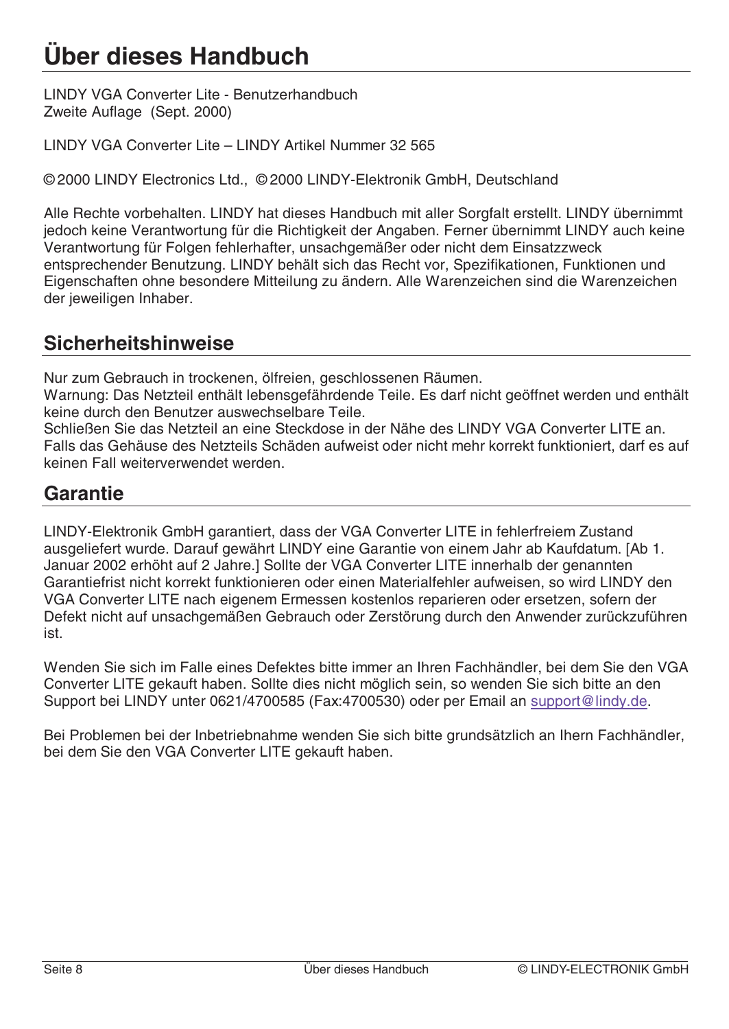# Über dieses Handbuch

LINDY VGA Converter Lite - Benutzerhandbuch
Zweite Auflage (Sept. 2000)

LINDY VGA Converter Lite – LINDY Artikel Nummer 32 565

© 2000 LINDY Electronics Ltd., © 2000 LINDY-Elektronik GmbH, Deutschland

Alle Rechte vorbehalten. LINDY hat dieses Handbuch mit aller Sorgfalt erstellt. LINDY übernimmt jedoch keine Verantwortung für die Richtigkeit der Angaben. Ferner übernimmt LINDY auch keine Verantwortung für Folgen fehlerhafter, unsachgemäßer oder nicht dem Einsatzzweck entsprechender Benutzung. LINDY behält sich das Recht vor, Spezifikationen, Funktionen und Eigenschaften ohne besondere Mitteilung zu ändern. Alle Warenzeichen sind die Warenzeichen der jeweiligen Inhaber.

## Sicherheitshinweise

Nur zum Gebrauch in trockenen, ölfreien, geschlossenen Räumen.
Warnung: Das Netzteil enthält lebensgefährdende Teile. Es darf nicht geöffnet werden und enthält keine durch den Benutzer auswechselbare Teile.
Schließen Sie das Netzteil an eine Steckdose in der Nähe des LINDY VGA Converter LITE an. Falls das Gehäuse des Netzteils Schäden aufweist oder nicht mehr korrekt funktioniert, darf es auf keinen Fall weiterverwendet werden.

## Garantie

LINDY-Elektronik GmbH garantiert, dass der VGA Converter LITE in fehlerfreiem Zustand ausgeliefert wurde. Darauf gewährt LINDY eine Garantie von einem Jahr ab Kaufdatum. [Ab 1. Januar 2002 erhöht auf 2 Jahre.] Sollte der VGA Converter LITE innerhalb der genannten Garantiefrist nicht korrekt funktionieren oder einen Materialfehler aufweisen, so wird LINDY den VGA Converter LITE nach eigenem Ermessen kostenlos reparieren oder ersetzen, sofern der Defekt nicht auf unsachgemäßen Gebrauch oder Zerstörung durch den Anwender zurückzuführen ist.

Wenden Sie sich im Falle eines Defektes bitte immer an Ihren Fachhändler, bei dem Sie den VGA Converter LITE gekauft haben. Sollte dies nicht möglich sein, so wenden Sie sich bitte an den Support bei LINDY unter 0621/4700585 (Fax:4700530) oder per Email an support@lindy.de.

Bei Problemen bei der Inbetriebnahme wenden Sie sich bitte grundsätzlich an Ihern Fachhändler, bei dem Sie den VGA Converter LITE gekauft haben.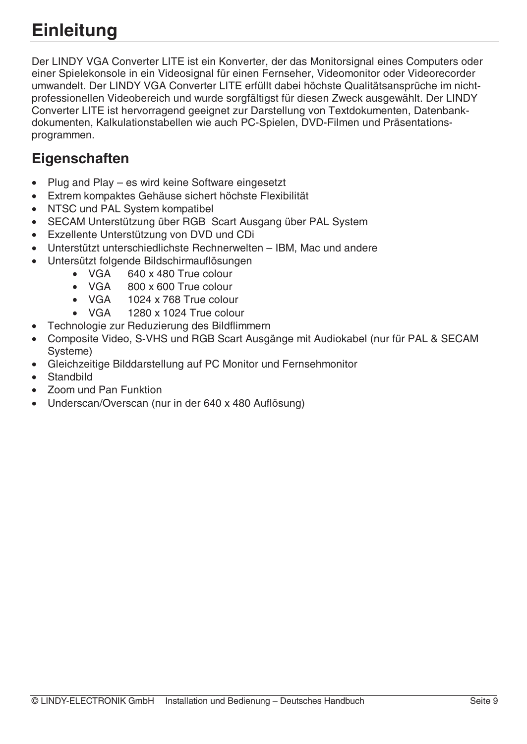# Einleitung

Der LINDY VGA Converter LITE ist ein Konverter, der das Monitorsignal eines Computers oder einer Spielekonsole in ein Videosignal für einen Fernseher, Videomonitor oder Videorecorder umwandelt. Der LINDY VGA Converter LITE erfüllt dabei höchste Qualitätsansprüche im nicht-professionellen Videobereich und wurde sorgfältigst für diesen Zweck ausgewählt. Der LINDY Converter LITE ist hervorragend geeignet zur Darstellung von Textdokumenten, Datenbank-dokumenten, Kalkulationstabellen wie auch PC-Spielen, DVD-Filmen und Präsentations-programmen.

## Eigenschaften

- Plug and Play – es wird keine Software eingesetzt
- Extrem kompaktes Gehäuse sichert höchste Flexibilität
- NTSC und PAL System kompatibel
- SECAM Unterstützung über RGB Scart Ausgang über PAL System
- Exzellente Unterstützung von DVD und CDi
- Unterstützt unterschiedlichste Rechnerwelten – IBM, Mac und andere
- Unterstützt folgende Bildschirmauflösungen
  - VGA 640 x 480 True colour
  - VGA 800 x 600 True colour
  - VGA 1024 x 768 True colour
  - VGA 1280 x 1024 True colour
- Technologie zur Reduzierung des Bildflimmern
- Composite Video, S-VHS und RGB Scart Ausgänge mit Audiokabel (nur für PAL & SECAM Systeme)
- Gleichzeitige Bilddarstellung auf PC Monitor und Fernsehmonitor
- Standbild
- Zoom und Pan Funktion
- Underscan/Overscan (nur in der 640 x 480 Auflösung)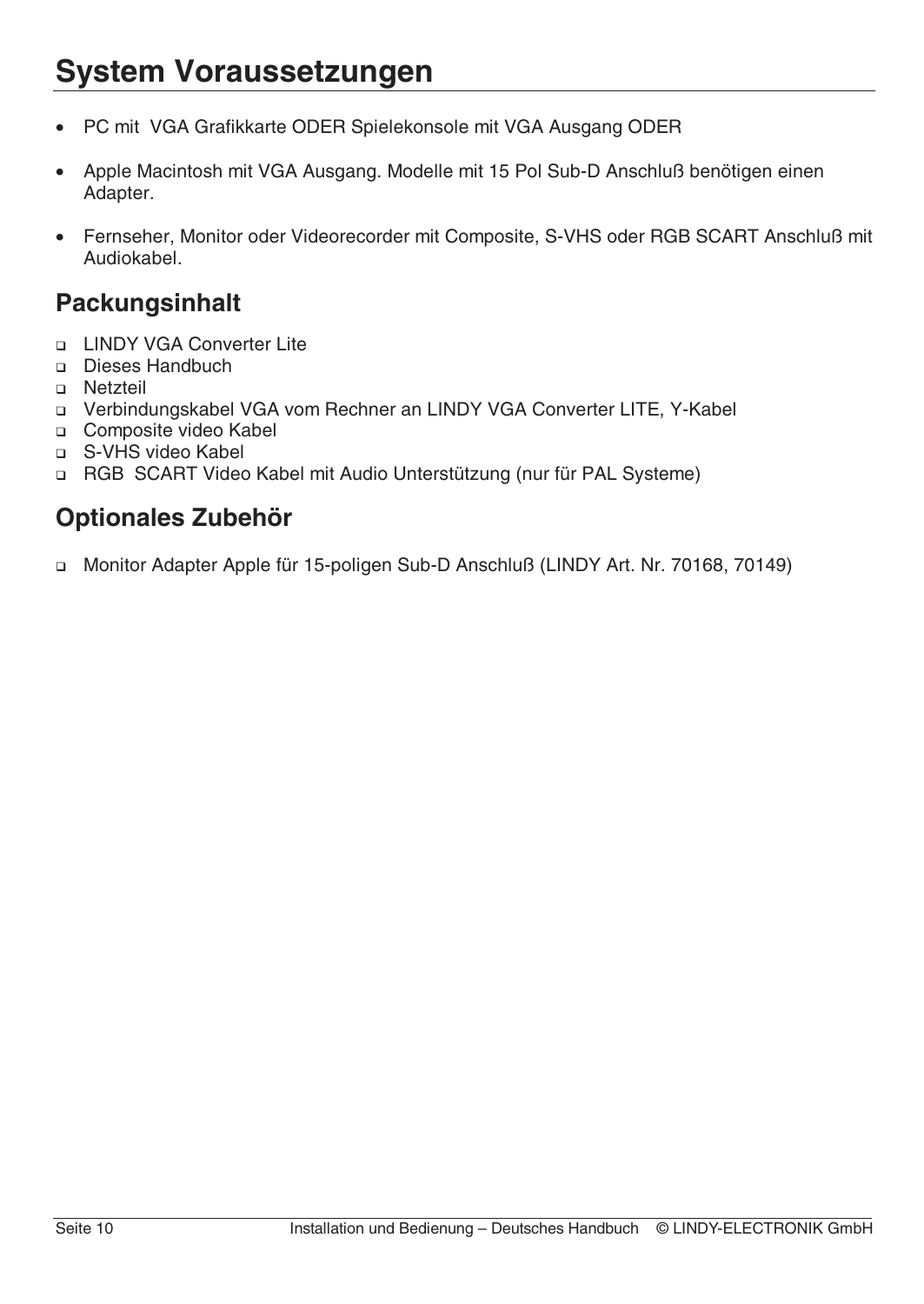# System Voraussetzungen

- PC mit  VGA Grafikkarte ODER Spielekonsole mit VGA Ausgang ODER
- Apple Macintosh mit VGA Ausgang. Modelle mit 15 Pol Sub-D Anschluß benötigen einen Adapter.
- Fernseher, Monitor oder Videorecorder mit Composite, S-VHS oder RGB SCART Anschluß mit Audiokabel.

## Packungsinhalt

- LINDY VGA Converter Lite
- Dieses Handbuch
- Netzteil
- Verbindungskabel VGA vom Rechner an LINDY VGA Converter LITE, Y-Kabel
- Composite video Kabel
- S-VHS video Kabel
- RGB  SCART Video Kabel mit Audio Unterstützung (nur für PAL Systeme)

## Optionales Zubehör

- Monitor Adapter Apple für 15-poligen Sub-D Anschluß (LINDY Art. Nr. 70168, 70149)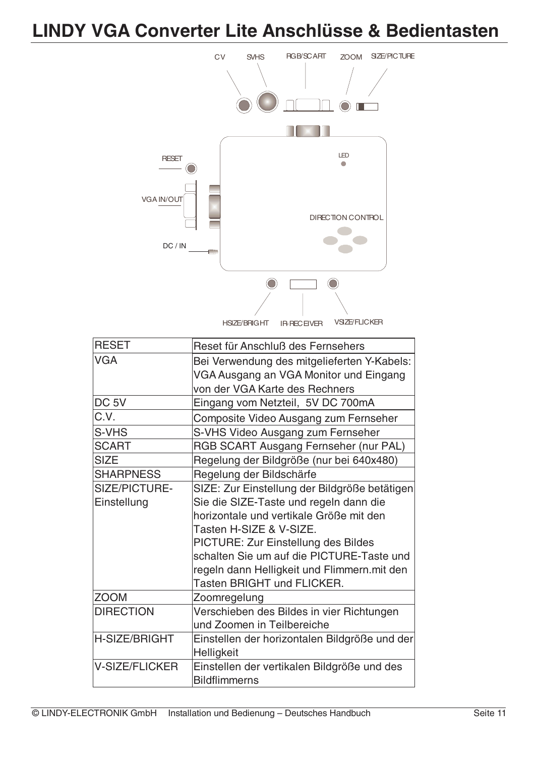# LINDY VGA Converter Lite Anschlüsse & Bedientasten

CV SVHS RGB/SCART ZOOM SIZE/PICTURE

RESET

LED

VGA IN/OUT

DIRECTION CONTROL

DC / IN

HSIZE/BRIGHT IR-RECEIVER VSIZE/FLICKER

| RESET | Reset für Anschluß des Fernsehers |
|---|---|
| VGA | Bei Verwendung des mitgelieferten Y-Kabels: VGA Ausgang an VGA Monitor und Eingang von der VGA Karte des Rechners |
| DC 5V | Eingang vom Netzteil, 5V DC 700mA |
| C.V. | Composite Video Ausgang zum Fernseher |
| S-VHS | S-VHS Video Ausgang zum Fernseher |
| SCART | RGB SCART Ausgang Fernseher (nur PAL) |
| SIZE | Regelung der Bildgröße (nur bei 640x480) |
| SHARPNESS | Regelung der Bildschärfe |
| SIZE/PICTURE-Einstellung | SIZE: Zur Einstellung der Bildgröße betätigen Sie die SIZE-Taste und regeln dann die horizontale und vertikale Größe mit den Tasten H-SIZE & V-SIZE. PICTURE: Zur Einstellung des Bildes schalten Sie um auf die PICTURE-Taste und regeln dann Helligkeit und Flimmern.mit den Tasten BRIGHT und FLICKER. |
| ZOOM | Zoomregelung |
| DIRECTION | Verschieben des Bildes in vier Richtungen und Zoomen in Teilbereiche |
| H-SIZE/BRIGHT | Einstellen der horizontalen Bildgröße und der Helligkeit |
| V-SIZE/FLICKER | Einstellen der vertikalen Bildgröße und des Bildflimmerns |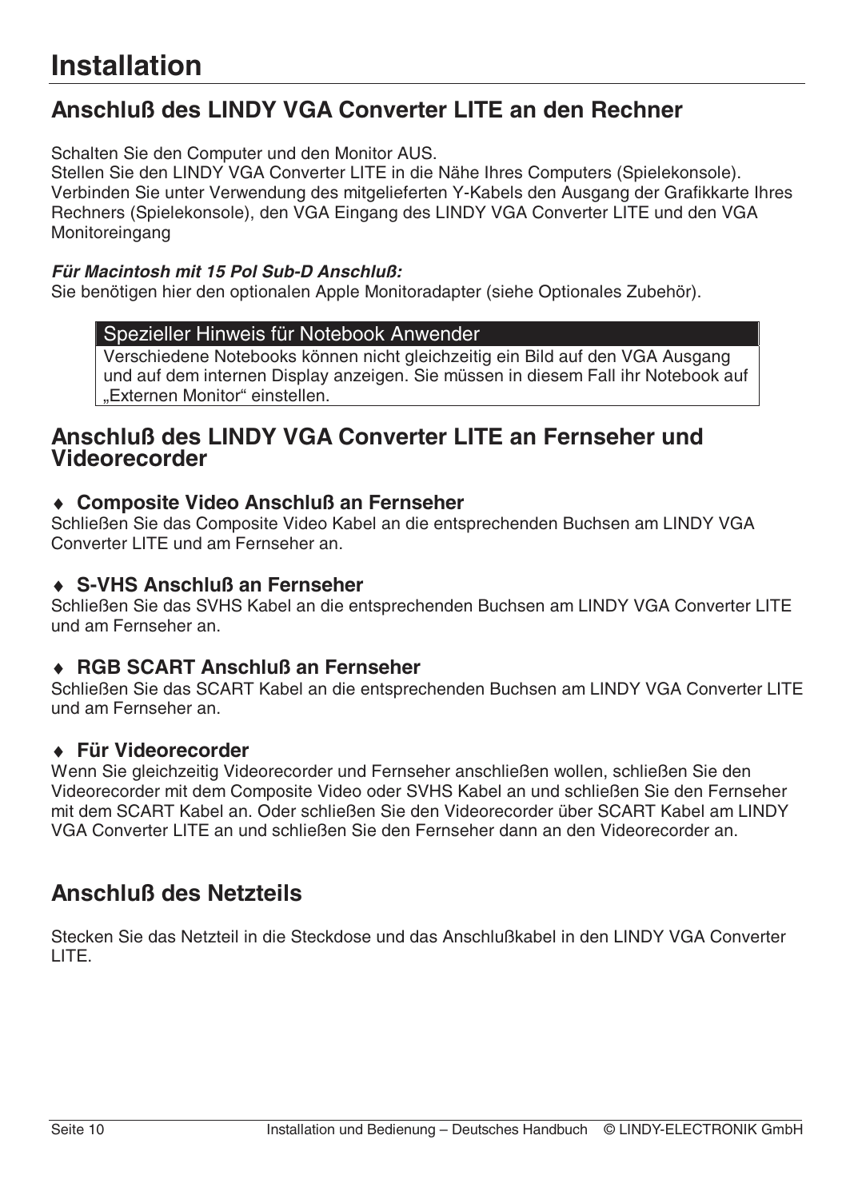# Installation

## Anschluß des LINDY VGA Converter LITE an den Rechner

Schalten Sie den Computer und den Monitor AUS.
Stellen Sie den LINDY VGA Converter LITE in die Nähe Ihres Computers (Spielekonsole).
Verbinden Sie unter Verwendung des mitgelieferten Y-Kabels den Ausgang der Grafikkarte Ihres Rechners (Spielekonsole), den VGA Eingang des LINDY VGA Converter LITE und den VGA Monitoreingang

***Für Macintosh mit 15 Pol Sub-D Anschluß:***
Sie benötigen hier den optionalen Apple Monitoradapter (siehe Optionales Zubehör).

> **Spezieller Hinweis für Notebook Anwender**
> Verschiedene Notebooks können nicht gleichzeitig ein Bild auf den VGA Ausgang und auf dem internen Display anzeigen. Sie müssen in diesem Fall ihr Notebook auf „Externen Monitor“ einstellen.

## Anschluß des LINDY VGA Converter LITE an Fernseher und Videorecorder

### ♦ Composite Video Anschluß an Fernseher
Schließen Sie das Composite Video Kabel an die entsprechenden Buchsen am LINDY VGA Converter LITE und am Fernseher an.

### ♦ S-VHS Anschluß an Fernseher
Schließen Sie das SVHS Kabel an die entsprechenden Buchsen am LINDY VGA Converter LITE und am Fernseher an.

### ♦ RGB SCART Anschluß an Fernseher
Schließen Sie das SCART Kabel an die entsprechenden Buchsen am LINDY VGA Converter LITE und am Fernseher an.

### ♦ Für Videorecorder
Wenn Sie gleichzeitig Videorecorder und Fernseher anschließen wollen, schließen Sie den Videorecorder mit dem Composite Video oder SVHS Kabel an und schließen Sie den Fernseher mit dem SCART Kabel an. Oder schließen Sie den Videorecorder über SCART Kabel am LINDY VGA Converter LITE an und schließen Sie den Fernseher dann an den Videorecorder an.

## Anschluß des Netzteils

Stecken Sie das Netzteil in die Steckdose und das Anschlußkabel in den LINDY VGA Converter LITE.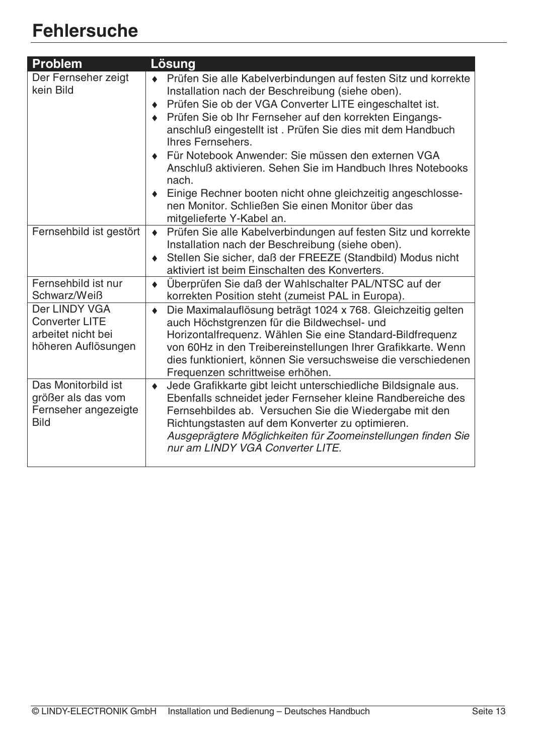# Fehlersuche

| Problem | Lösung |
|---|---|
| Der Fernseher zeigt kein Bild | ♦ Prüfen Sie alle Kabelverbindungen auf festen Sitz und korrekte Installation nach der Beschreibung (siehe oben).<br>♦ Prüfen Sie ob der VGA Converter LITE eingeschaltet ist.<br>♦ Prüfen Sie ob Ihr Fernseher auf den korrekten Eingangs-anschluß eingestellt ist . Prüfen Sie dies mit dem Handbuch Ihres Fernsehers.<br>♦ Für Notebook Anwender: Sie müssen den externen VGA Anschluß aktivieren. Sehen Sie im Handbuch Ihres Notebooks nach.<br>♦ Einige Rechner booten nicht ohne gleichzeitig angeschlosse-nen Monitor. Schließen Sie einen Monitor über das mitgelieferte Y-Kabel an. |
| Fernsehbild ist gestört | ♦ Prüfen Sie alle Kabelverbindungen auf festen Sitz und korrekte Installation nach der Beschreibung (siehe oben).<br>♦ Stellen Sie sicher, daß der FREEZE (Standbild) Modus nicht aktiviert ist beim Einschalten des Konverters. |
| Fernsehbild ist nur Schwarz/Weiß | ♦ Überprüfen Sie daß der Wahlschalter PAL/NTSC auf der korrekten Position steht (zumeist PAL in Europa). |
| Der LINDY VGA Converter LITE arbeitet nicht bei höheren Auflösungen | ♦ Die Maximalauflösung beträgt 1024 x 768. Gleichzeitig gelten auch Höchstgrenzen für die Bildwechsel- und Horizontalfrequenz. Wählen Sie eine Standard-Bildfrequenz von 60Hz in den Treibereinstellungen Ihrer Grafikkarte. Wenn dies funktioniert, können Sie versuchsweise die verschiedenen Frequenzen schrittweise erhöhen. |
| Das Monitorbild ist größer als das vom Fernseher angezeigte Bild | ♦ Jede Grafikkarte gibt leicht unterschiedliche Bildsignale aus. Ebenfalls schneidet jeder Fernseher kleine Randbereiche des Fernsehbildes ab. Versuchen Sie die Wiedergabe mit den Richtungstasten auf dem Konverter zu optimieren.<br>*Ausgeprägtere Möglichkeiten für Zoomeinstellungen finden Sie nur am LINDY VGA Converter LITE.* |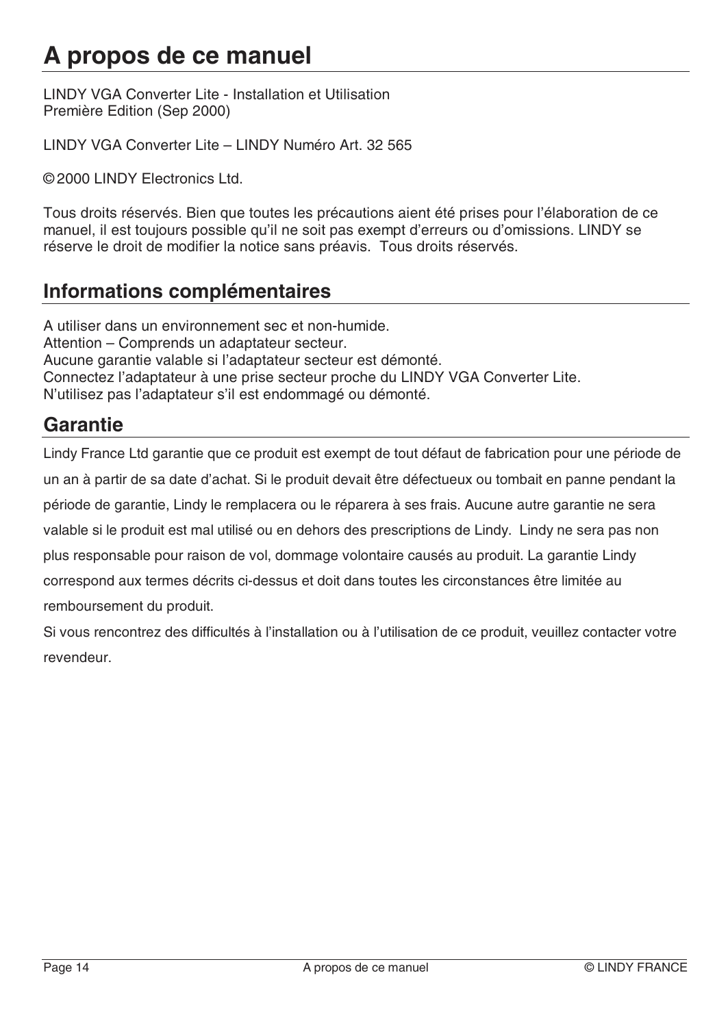# A propos de ce manuel

LINDY VGA Converter Lite - Installation et Utilisation
Première Edition (Sep 2000)

LINDY VGA Converter Lite – LINDY Numéro Art. 32 565

© 2000 LINDY Electronics Ltd.

Tous droits réservés. Bien que toutes les précautions aient été prises pour l'élaboration de ce manuel, il est toujours possible qu'il ne soit pas exempt d'erreurs ou d'omissions. LINDY se réserve le droit de modifier la notice sans préavis. Tous droits réservés.

## Informations complémentaires

A utiliser dans un environnement sec et non-humide.
Attention – Comprends un adaptateur secteur.
Aucune garantie valable si l'adaptateur secteur est démonté.
Connectez l'adaptateur à une prise secteur proche du LINDY VGA Converter Lite.
N'utilisez pas l'adaptateur s'il est endommagé ou démonté.

## Garantie

Lindy France Ltd garantie que ce produit est exempt de tout défaut de fabrication pour une période de un an à partir de sa date d'achat. Si le produit devait être défectueux ou tombait en panne pendant la période de garantie, Lindy le remplacera ou le réparera à ses frais. Aucune autre garantie ne sera valable si le produit est mal utilisé ou en dehors des prescriptions de Lindy. Lindy ne sera pas non plus responsable pour raison de vol, dommage volontaire causés au produit. La garantie Lindy correspond aux termes décrits ci-dessus et doit dans toutes les circonstances être limitée au remboursement du produit.

Si vous rencontrez des difficultés à l'installation ou à l'utilisation de ce produit, veuillez contacter votre revendeur.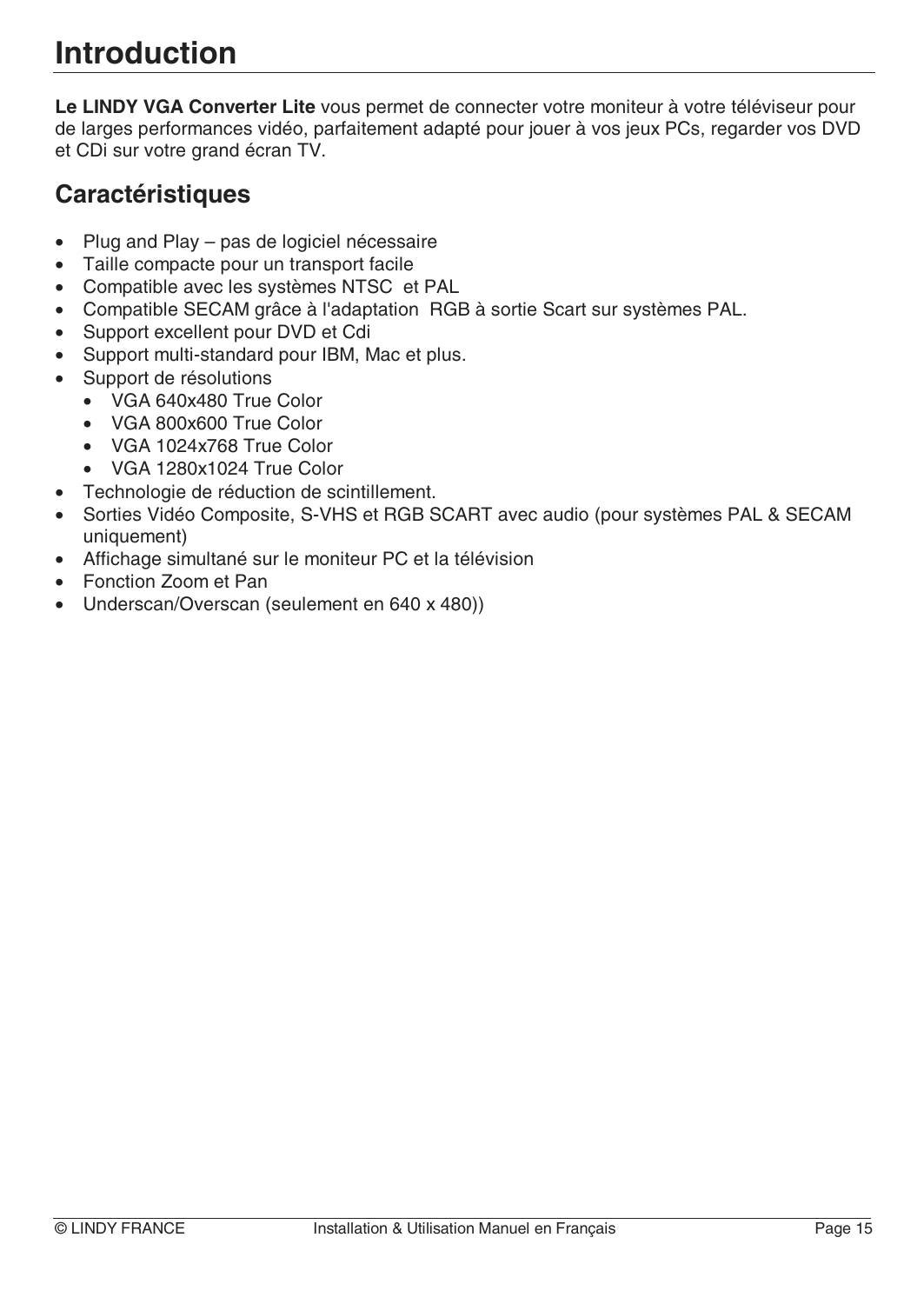# Introduction

**Le LINDY VGA Converter Lite** vous permet de connecter votre moniteur à votre téléviseur pour de larges performances vidéo, parfaitement adapté pour jouer à vos jeux PCs, regarder vos DVD et CDi sur votre grand écran TV.

## Caractéristiques

- Plug and Play – pas de logiciel nécessaire
- Taille compacte pour un transport facile
- Compatible avec les systèmes NTSC  et PAL
- Compatible SECAM grâce à l'adaptation  RGB à sortie Scart sur systèmes PAL.
- Support excellent pour DVD et Cdi
- Support multi-standard pour IBM, Mac et plus.
- Support de résolutions
    - VGA 640x480 True Color
    - VGA 800x600 True Color
    - VGA 1024x768 True Color
    - VGA 1280x1024 True Color
- Technologie de réduction de scintillement.
- Sorties Vidéo Composite, S-VHS et RGB SCART avec audio (pour systèmes PAL & SECAM uniquement)
- Affichage simultané sur le moniteur PC et la télévision
- Fonction Zoom et Pan
- Underscan/Overscan (seulement en 640 x 480))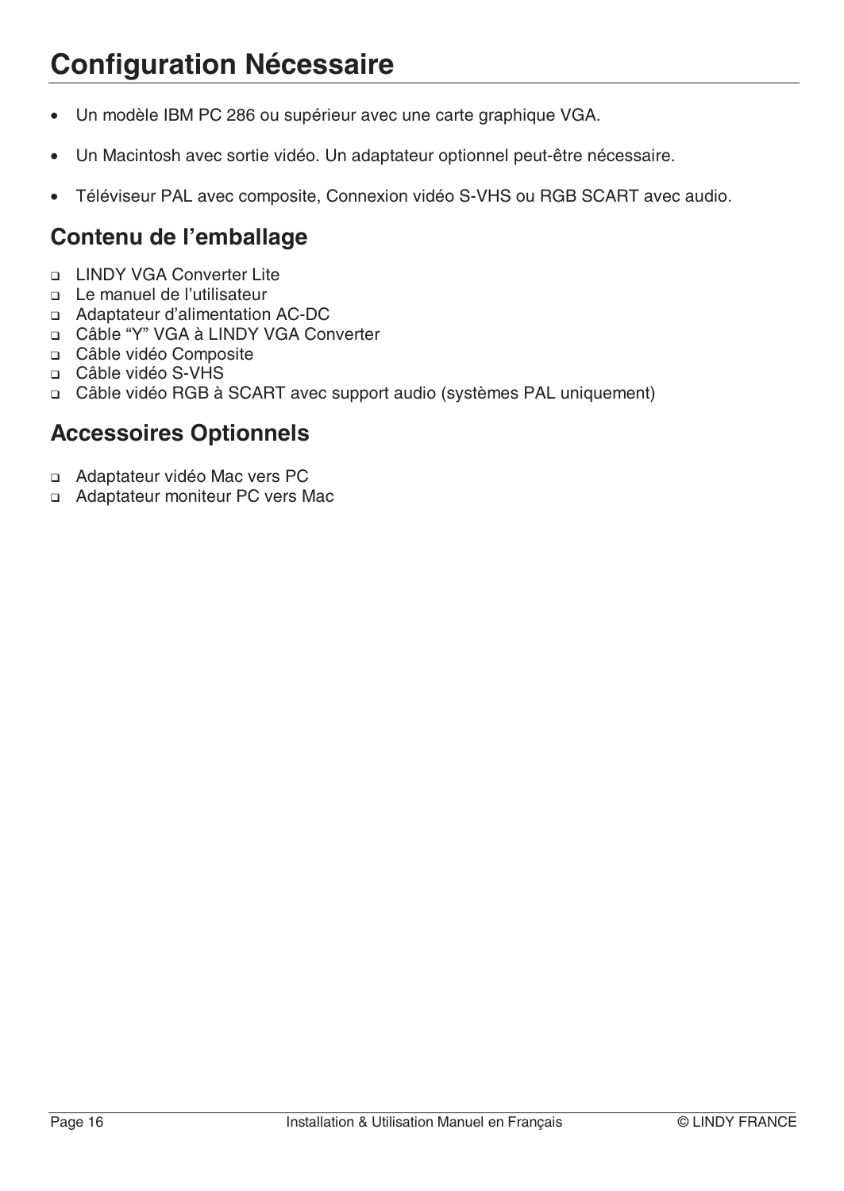# Configuration Nécessaire

- Un modèle IBM PC 286 ou supérieur avec une carte graphique VGA.
- Un Macintosh avec sortie vidéo. Un adaptateur optionnel peut-être nécessaire.
- Téléviseur PAL avec composite, Connexion vidéo S-VHS ou RGB SCART avec audio.

## Contenu de l'emballage

- LINDY VGA Converter Lite
- Le manuel de l'utilisateur
- Adaptateur d'alimentation AC-DC
- Câble "Y" VGA à LINDY VGA Converter
- Câble vidéo Composite
- Câble vidéo S-VHS
- Câble vidéo RGB à SCART avec support audio (systèmes PAL uniquement)

## Accessoires Optionnels

- Adaptateur vidéo Mac vers PC
- Adaptateur moniteur PC vers Mac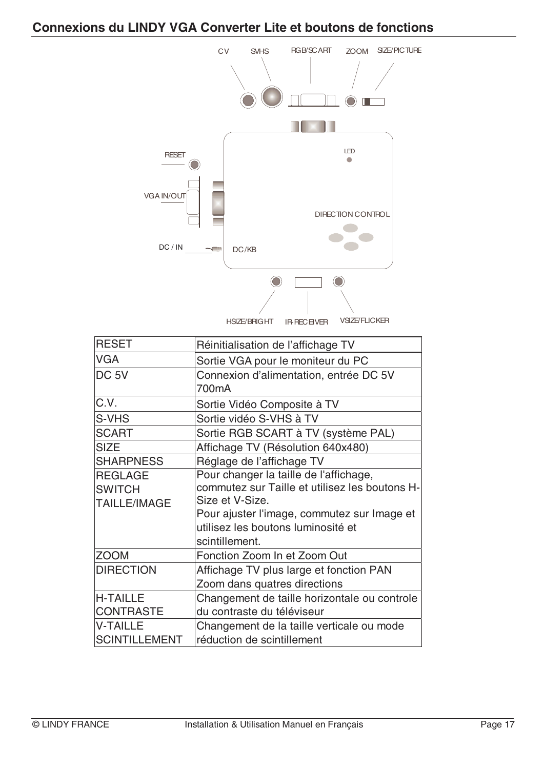## Connexions du LINDY VGA Converter Lite et boutons de fonctions

CV SVHS RGB/SCART ZOOM SIZE/PICTURE

RESET

LED

VGA IN/OUT

DIRECTION CONTROL

DC / IN DC/KB

HSIZE/BRIGHT IR-RECEIVER VSIZE/FLICKER

| RESET | Réinitialisation de l'affichage TV |
|---|---|
| VGA | Sortie VGA pour le moniteur du PC |
| DC 5V | Connexion d'alimentation, entrée DC 5V 700mA |
| C.V. | Sortie Vidéo Composite à TV |
| S-VHS | Sortie vidéo S-VHS à TV |
| SCART | Sortie RGB SCART à TV (système PAL) |
| SIZE | Affichage TV (Résolution 640x480) |
| SHARPNESS | Réglage de l'affichage TV |
| REGLAGE SWITCH TAILLE/IMAGE | Pour changer la taille de l'affichage, commutez sur Taille et utilisez les boutons H-Size et V-Size.<br>Pour ajuster l'image, commutez sur Image et utilisez les boutons luminosité et scintillement. |
| ZOOM | Fonction Zoom In et Zoom Out |
| DIRECTION | Affichage TV plus large et fonction PAN Zoom dans quatres directions |
| H-TAILLE CONTRASTE | Changement de taille horizontale ou controle du contraste du téléviseur |
| V-TAILLE SCINTILLEMENT | Changement de la taille verticale ou mode réduction de scintillement |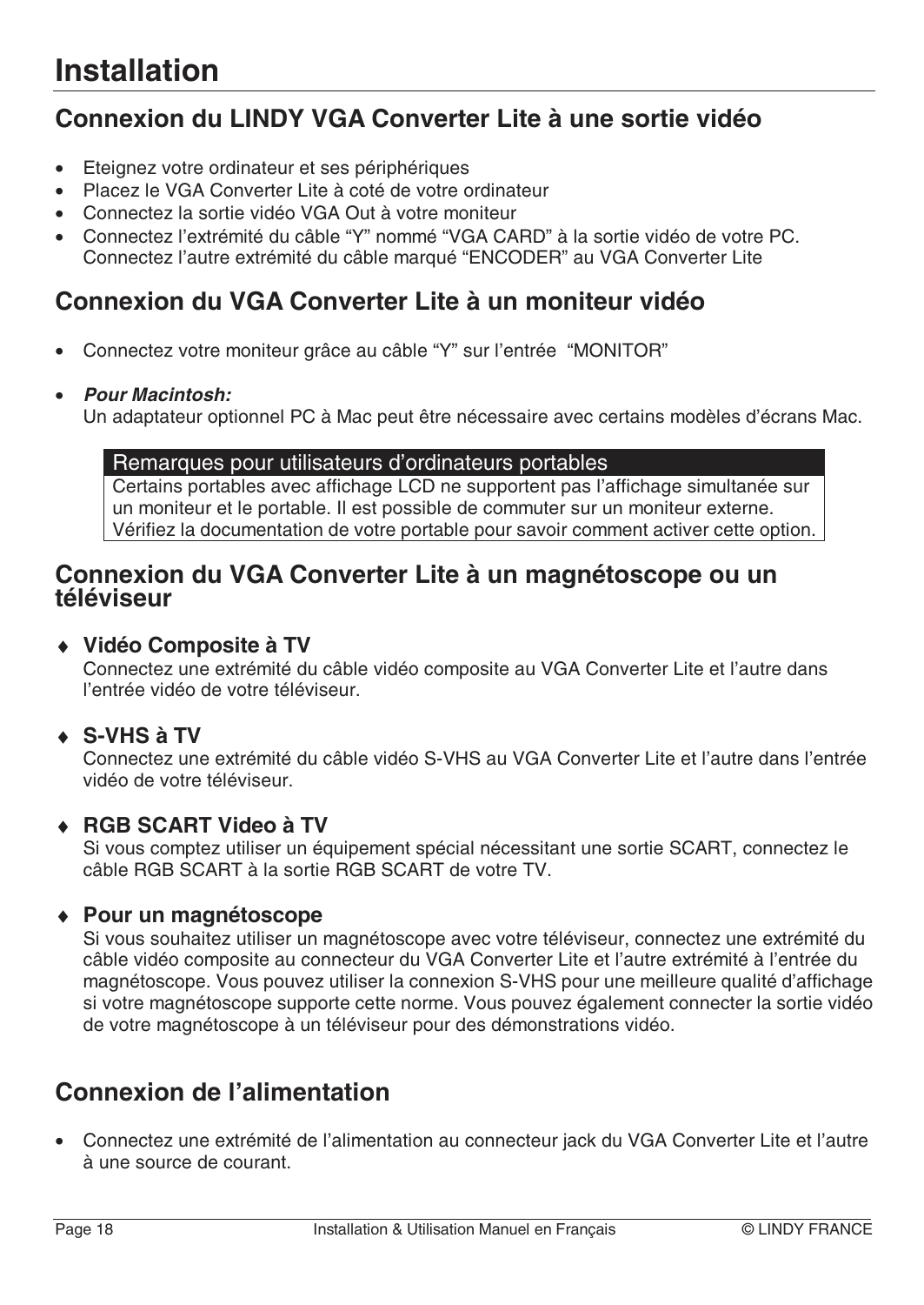# Installation

## Connexion du LINDY VGA Converter Lite à une sortie vidéo

- Eteignez votre ordinateur et ses périphériques
- Placez le VGA Converter Lite à coté de votre ordinateur
- Connectez la sortie vidéo VGA Out à votre moniteur
- Connectez l'extrémité du câble "Y" nommé "VGA CARD" à la sortie vidéo de votre PC. Connectez l'autre extrémité du câble marqué "ENCODER" au VGA Converter Lite

## Connexion du VGA Converter Lite à un moniteur vidéo

- Connectez votre moniteur grâce au câble "Y" sur l'entrée "MONITOR"

- ***Pour Macintosh:***
  Un adaptateur optionnel PC à Mac peut être nécessaire avec certains modèles d'écrans Mac.

> **Remarques pour utilisateurs d'ordinateurs portables**
> Certains portables avec affichage LCD ne supportent pas l'affichage simultanée sur un moniteur et le portable. Il est possible de commuter sur un moniteur externe. Vérifiez la documentation de votre portable pour savoir comment activer cette option.

## Connexion du VGA Converter Lite à un magnétoscope ou un téléviseur

- **Vidéo Composite à TV**
  Connectez une extrémité du câble vidéo composite au VGA Converter Lite et l'autre dans l'entrée vidéo de votre téléviseur.

- **S-VHS à TV**
  Connectez une extrémité du câble vidéo S-VHS au VGA Converter Lite et l'autre dans l'entrée vidéo de votre téléviseur.

- **RGB SCART Video à TV**
  Si vous comptez utiliser un équipement spécial nécessitant une sortie SCART, connectez le câble RGB SCART à la sortie RGB SCART de votre TV.

- **Pour un magnétoscope**
  Si vous souhaitez utiliser un magnétoscope avec votre téléviseur, connectez une extrémité du câble vidéo composite au connecteur du VGA Converter Lite et l'autre extrémité à l'entrée du magnétoscope. Vous pouvez utiliser la connexion S-VHS pour une meilleure qualité d'affichage si votre magnétoscope supporte cette norme. Vous pouvez également connecter la sortie vidéo de votre magnétoscope à un téléviseur pour des démonstrations vidéo.

## Connexion de l'alimentation

- Connectez une extrémité de l'alimentation au connecteur jack du VGA Converter Lite et l'autre à une source de courant.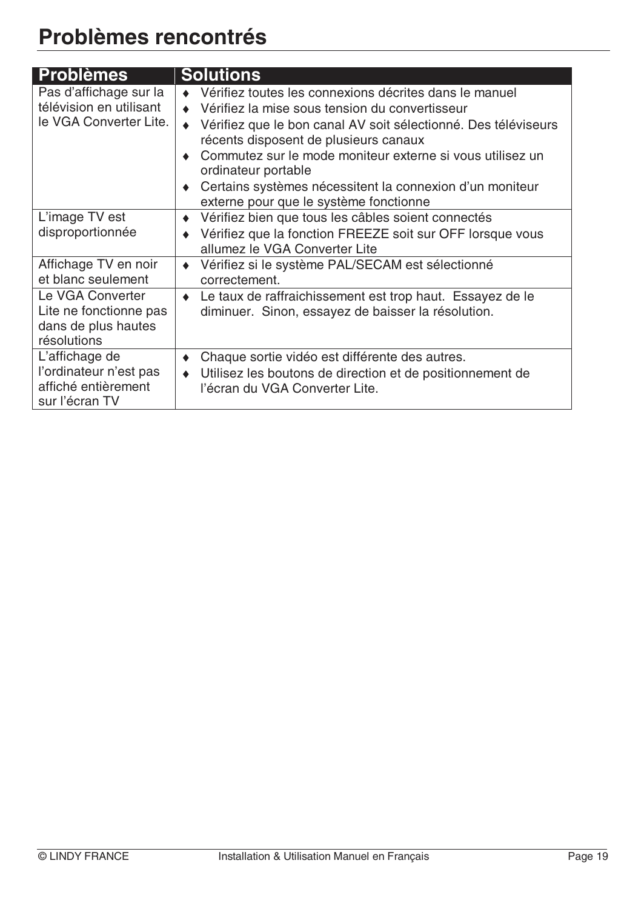# Problèmes rencontrés

| Problèmes | Solutions |
|---|---|
| Pas d'affichage sur la télévision en utilisant le VGA Converter Lite. | ♦ Vérifiez toutes les connexions décrites dans le manuel<br>♦ Vérifiez la mise sous tension du convertisseur<br>♦ Vérifiez que le bon canal AV soit sélectionné. Des téléviseurs récents disposent de plusieurs canaux<br>♦ Commutez sur le mode moniteur externe si vous utilisez un ordinateur portable<br>♦ Certains systèmes nécessitent la connexion d'un moniteur externe pour que le système fonctionne |
| L'image TV est disproportionnée | ♦ Vérifiez bien que tous les câbles soient connectés<br>♦ Vérifiez que la fonction FREEZE soit sur OFF lorsque vous allumez le VGA Converter Lite |
| Affichage TV en noir et blanc seulement | ♦ Vérifiez si le système PAL/SECAM est sélectionné correctement. |
| Le VGA Converter Lite ne fonctionne pas dans de plus hautes résolutions | ♦ Le taux de raffraichissement est trop haut. Essayez de le diminuer. Sinon, essayez de baisser la résolution. |
| L'affichage de l'ordinateur n'est pas affiché entièrement sur l'écran TV | ♦ Chaque sortie vidéo est différente des autres.<br>♦ Utilisez les boutons de direction et de positionnement de l'écran du VGA Converter Lite. |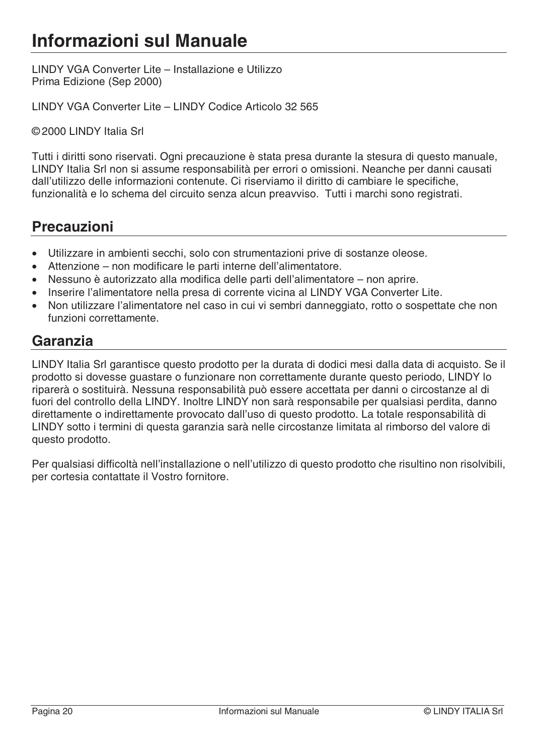# Informazioni sul Manuale

LINDY VGA Converter Lite – Installazione e Utilizzo
Prima Edizione (Sep 2000)

LINDY VGA Converter Lite – LINDY Codice Articolo 32 565

© 2000 LINDY Italia Srl

Tutti i diritti sono riservati. Ogni precauzione è stata presa durante la stesura di questo manuale, LINDY Italia Srl non si assume responsabilità per errori o omissioni. Neanche per danni causati dall'utilizzo delle informazioni contenute. Ci riserviamo il diritto di cambiare le specifiche, funzionalità e lo schema del circuito senza alcun preavviso. Tutti i marchi sono registrati.

## Precauzioni

- Utilizzare in ambienti secchi, solo con strumentazioni prive di sostanze oleose.
- Attenzione – non modificare le parti interne dell'alimentatore.
- Nessuno è autorizzato alla modifica delle parti dell'alimentatore – non aprire.
- Inserire l'alimentatore nella presa di corrente vicina al LINDY VGA Converter Lite.
- Non utilizzare l'alimentatore nel caso in cui vi sembri danneggiato, rotto o sospettate che non funzioni correttamente.

## Garanzia

LINDY Italia Srl garantisce questo prodotto per la durata di dodici mesi dalla data di acquisto. Se il prodotto si dovesse guastare o funzionare non correttamente durante questo periodo, LINDY lo riparerà o sostituirà. Nessuna responsabilità può essere accettata per danni o circostanze al di fuori del controllo della LINDY. Inoltre LINDY non sarà responsabile per qualsiasi perdita, danno direttamente o indirettamente provocato dall'uso di questo prodotto. La totale responsabilità di LINDY sotto i termini di questa garanzia sarà nelle circostanze limitata al rimborso del valore di questo prodotto.

Per qualsiasi difficoltà nell'installazione o nell'utilizzo di questo prodotto che risultino non risolvibili, per cortesia contattate il Vostro fornitore.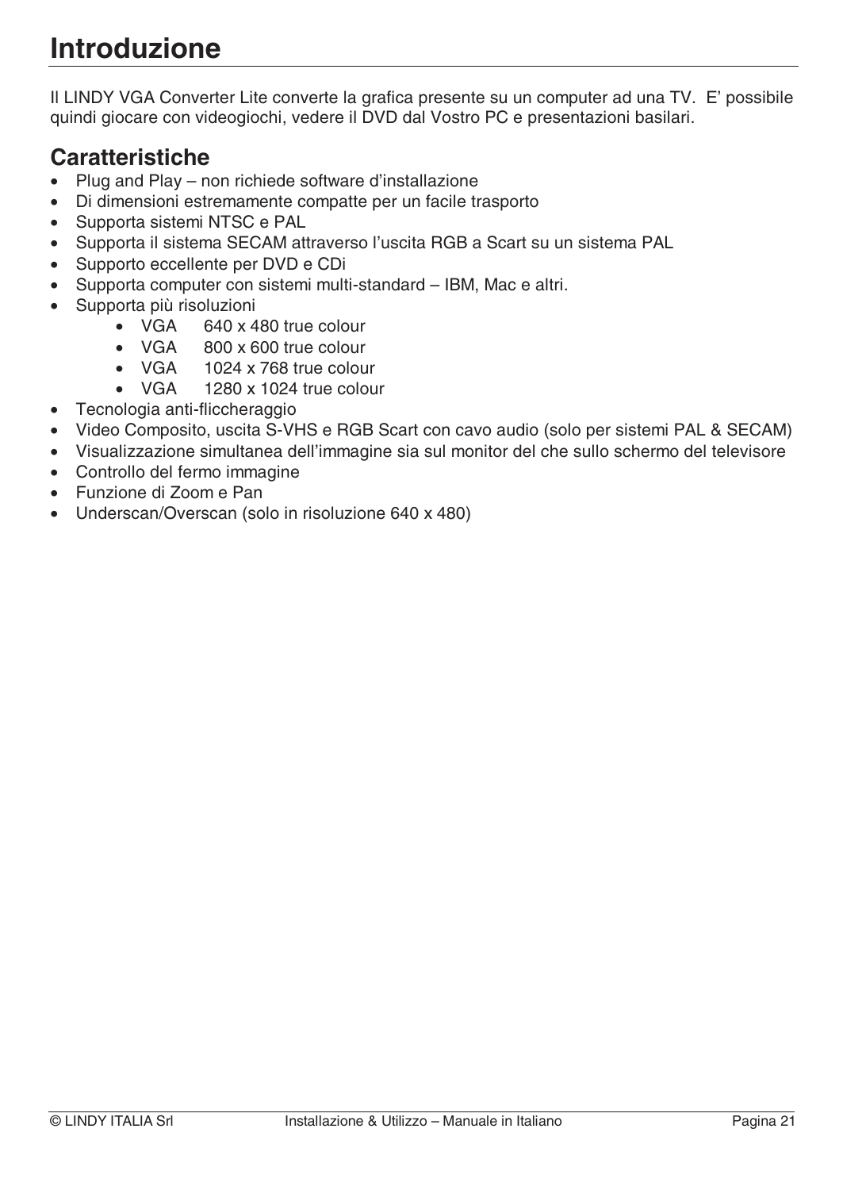# Introduzione

Il LINDY VGA Converter Lite converte la grafica presente su un computer ad una TV. E' possibile quindi giocare con videogiochi, vedere il DVD dal Vostro PC e presentazioni basilari.

## Caratteristiche

- Plug and Play – non richiede software d'installazione
- Di dimensioni estremamente compatte per un facile trasporto
- Supporta sistemi NTSC e PAL
- Supporta il sistema SECAM attraverso l'uscita RGB a Scart su un sistema PAL
- Supporto eccellente per DVD e CDi
- Supporta computer con sistemi multi-standard – IBM, Mac e altri.
- Supporta più risoluzioni
  - VGA 640 x 480 true colour
  - VGA 800 x 600 true colour
  - VGA 1024 x 768 true colour
  - VGA 1280 x 1024 true colour
- Tecnologia anti-flicceraggio
- Video Composito, uscita S-VHS e RGB Scart con cavo audio (solo per sistemi PAL & SECAM)
- Visualizzazione simultanea dell'immagine sia sul monitor del che sullo schermo del televisore
- Controllo del fermo immagine
- Funzione di Zoom e Pan
- Underscan/Overscan (solo in risoluzione 640 x 480)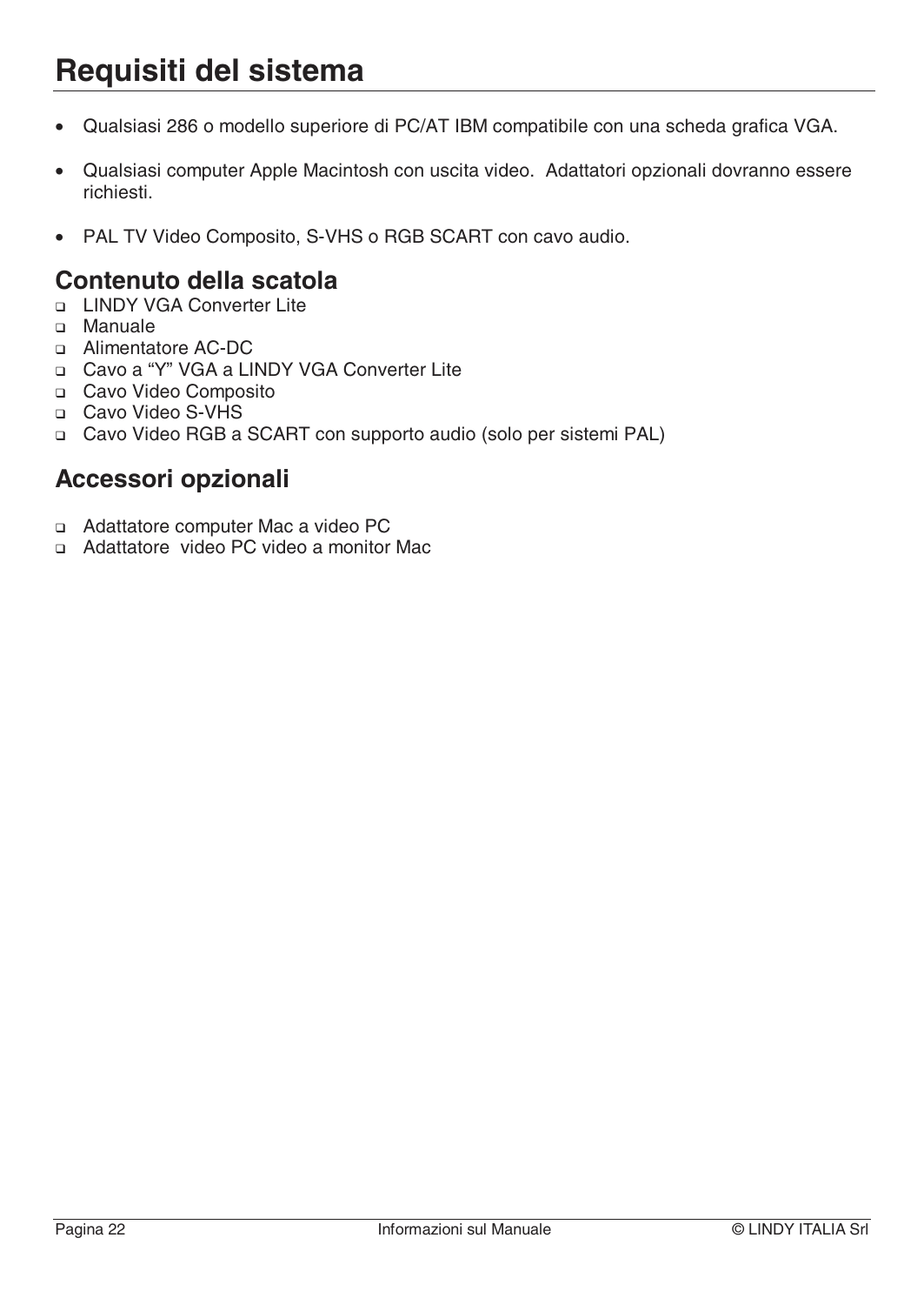# Requisiti del sistema

- Qualsiasi 286 o modello superiore di PC/AT IBM compatibile con una scheda grafica VGA.
- Qualsiasi computer Apple Macintosh con uscita video. Adattatori opzionali dovranno essere richiesti.
- PAL TV Video Composito, S-VHS o RGB SCART con cavo audio.

## Contenuto della scatola

- LINDY VGA Converter Lite
- Manuale
- Alimentatore AC-DC
- Cavo a "Y" VGA a LINDY VGA Converter Lite
- Cavo Video Composito
- Cavo Video S-VHS
- Cavo Video RGB a SCART con supporto audio (solo per sistemi PAL)

## Accessori opzionali

- Adattatore computer Mac a video PC
- Adattatore video PC video a monitor Mac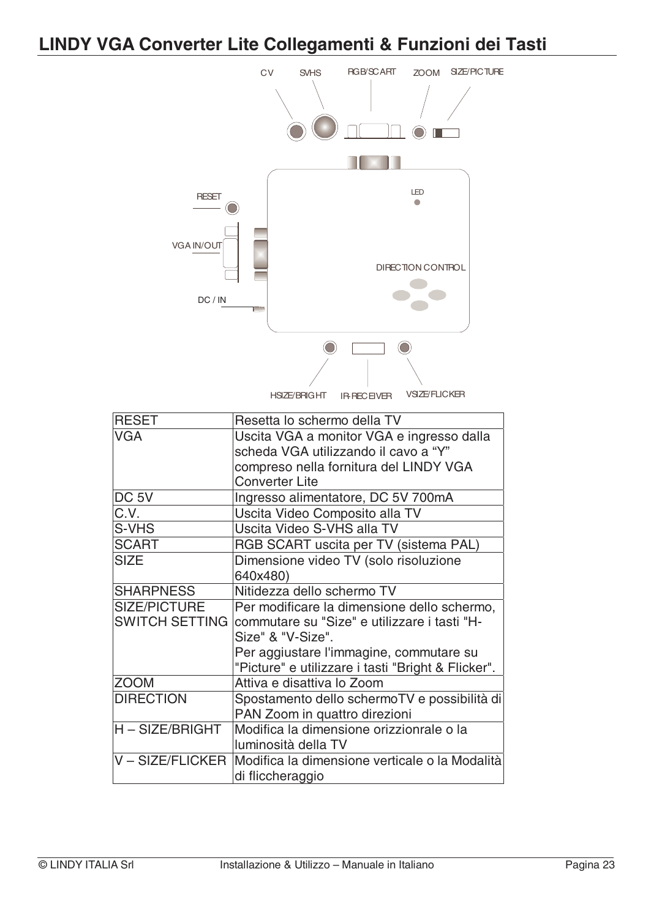# LINDY VGA Converter Lite Collegamenti & Funzioni dei Tasti

C V | SVHS | RGB/SCART | ZOOM | SIZE/PICTURE

RESET | VGA IN/OUT | DC / IN | LED | DIRECTION CONTROL

HSIZE/BRIGHT | IR-RECEIVER | VSIZE/FLICKER

| | |
|---|---|
| RESET | Resetta lo schermo della TV |
| VGA | Uscita VGA a monitor VGA e ingresso dalla scheda VGA utilizzando il cavo a "Y" compreso nella fornitura del LINDY VGA Converter Lite |
| DC 5V | Ingresso alimentatore, DC 5V 700mA |
| C.V. | Uscita Video Composito alla TV |
| S-VHS | Uscita Video S-VHS alla TV |
| SCART | RGB SCART uscita per TV (sistema PAL) |
| SIZE | Dimensione video TV (solo risoluzione 640x480) |
| SHARPNESS | Nitidezza dello schermo TV |
| SIZE/PICTURE SWITCH SETTING | Per modificare la dimensione dello schermo, commutare su "Size" e utilizzare i tasti "H-Size" & "V-Size".<br>Per aggiustare l'immagine, commutare su "Picture" e utilizzare i tasti "Bright & Flicker". |
| ZOOM | Attiva e disattiva lo Zoom |
| DIRECTION | Spostamento dello schermoTV e possibilità di PAN Zoom in quattro direzioni |
| H – SIZE/BRIGHT | Modifica la dimensione orizzionrale o la luminosità della TV |
| V – SIZE/FLICKER | Modifica la dimensione verticale o la Modalità di fliccheraggio |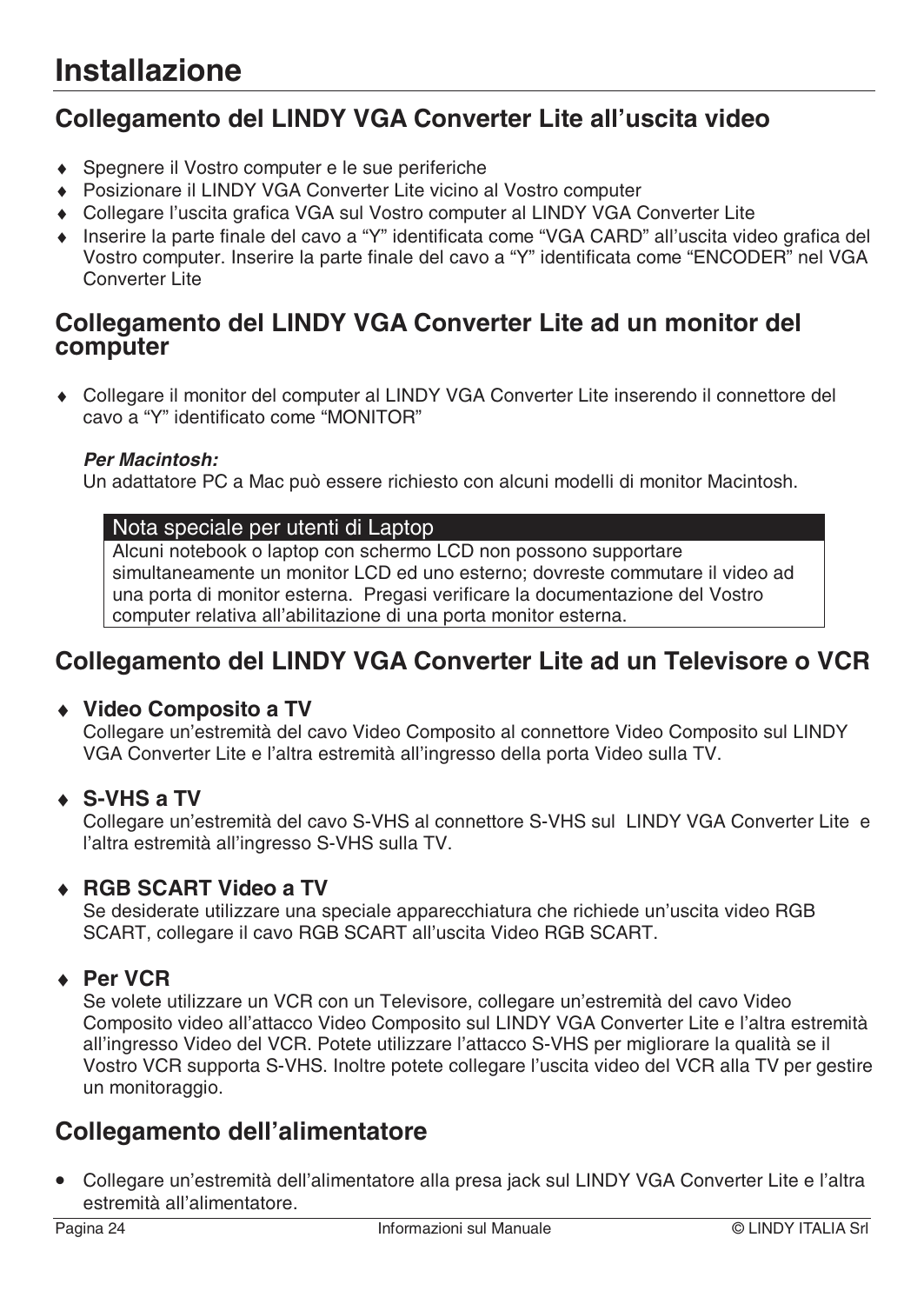# Installazione

## Collegamento del LINDY VGA Converter Lite all'uscita video

- Spegnere il Vostro computer e le sue periferiche
- Posizionare il LINDY VGA Converter Lite vicino al Vostro computer
- Collegare l'uscita grafica VGA sul Vostro computer al LINDY VGA Converter Lite
- Inserire la parte finale del cavo a "Y" identificata come "VGA CARD" all'uscita video grafica del Vostro computer. Inserire la parte finale del cavo a "Y" identificata come "ENCODER" nel VGA Converter Lite

## Collegamento del LINDY VGA Converter Lite ad un monitor del computer

- Collegare il monitor del computer al LINDY VGA Converter Lite inserendo il connettore del cavo a "Y" identificato come "MONITOR"

***Per Macintosh:***
Un adattatore PC a Mac può essere richiesto con alcuni modelli di monitor Macintosh.

| Nota speciale per utenti di Laptop |
|---|
| Alcuni notebook o laptop con schermo LCD non possono supportare simultaneamente un monitor LCD ed uno esterno; dovreste commutare il video ad una porta di monitor esterna. Pregasi verificare la documentazione del Vostro computer relativa all'abilitazione di una porta monitor esterna. |

## Collegamento del LINDY VGA Converter Lite ad un Televisore o VCR

- **Video Composito a TV**
  Collegare un'estremità del cavo Video Composito al connettore Video Composito sul LINDY VGA Converter Lite e l'altra estremità all'ingresso della porta Video sulla TV.

- **S-VHS a TV**
  Collegare un'estremità del cavo S-VHS al connettore S-VHS sul LINDY VGA Converter Lite e l'altra estremità all'ingresso S-VHS sulla TV.

- **RGB SCART Video a TV**
  Se desiderate utilizzare una speciale apparecchiatura che richiede un'uscita video RGB SCART, collegare il cavo RGB SCART all'uscita Video RGB SCART.

- **Per VCR**
  Se volete utilizzare un VCR con un Televisore, collegare un'estremità del cavo Video Composito video all'attacco Video Composito sul LINDY VGA Converter Lite e l'altra estremità all'ingresso Video del VCR. Potete utilizzare l'attacco S-VHS per migliorare la qualità se il Vostro VCR supporta S-VHS. Inoltre potete collegare l'uscita video del VCR alla TV per gestire un monitoraggio.

## Collegamento dell'alimentatore

- Collegare un'estremità dell'alimentatore alla presa jack sul LINDY VGA Converter Lite e l'altra estremità all'alimentatore.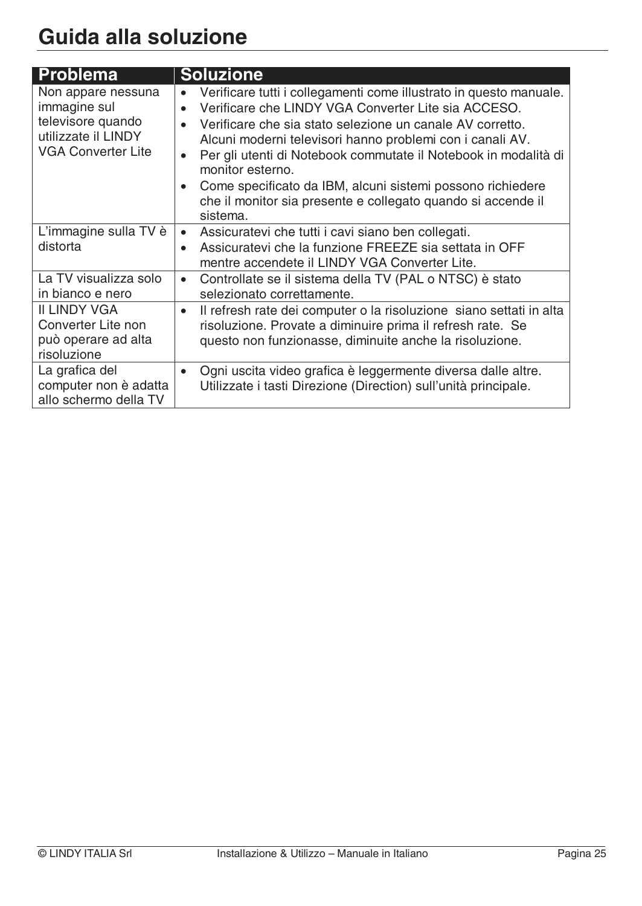# Guida alla soluzione

| Problema | Soluzione |
|---|---|
| Non appare nessuna immagine sul televisore quando utilizzate il LINDY VGA Converter Lite | • Verificare tutti i collegamenti come illustrato in questo manuale.<br>• Verificare che LINDY VGA Converter Lite sia ACCESO.<br>• Verificare che sia stato selezione un canale AV corretto. Alcuni moderni televisori hanno problemi con i canali AV.<br>• Per gli utenti di Notebook commutate il Notebook in modalità di monitor esterno.<br>• Come specificato da IBM, alcuni sistemi possono richiedere che il monitor sia presente e collegato quando si accende il sistema. |
| L'immagine sulla TV è distorta | • Assicuratevi che tutti i cavi siano ben collegati.<br>• Assicuratevi che la funzione FREEZE sia settata in OFF mentre accendete il LINDY VGA Converter Lite. |
| La TV visualizza solo in bianco e nero | • Controllate se il sistema della TV (PAL o NTSC) è stato selezionato correttamente. |
| Il LINDY VGA Converter Lite non può operare ad alta risoluzione | • Il refresh rate dei computer o la risoluzione siano settati in alta risoluzione. Provate a diminuire prima il refresh rate. Se questo non funzionasse, diminuite anche la risoluzione. |
| La grafica del computer non è adatta allo schermo della TV | • Ogni uscita video grafica è leggermente diversa dalle altre. Utilizzate i tasti Direzione (Direction) sull'unità principale. |